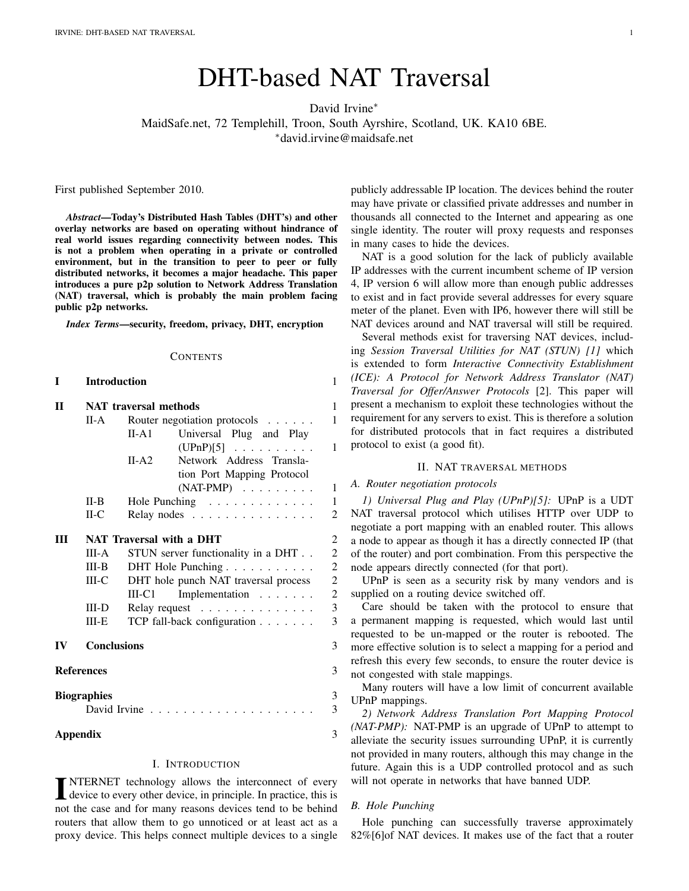# DHT-based NAT Traversal

David Irvine*

MaidSafe.net, 72 Templehill, Troon, South Ayrshire, Scotland, UK. KA10 6BE.

*david.irvine@maidsafe.net

First published September 2010.

***Abstract*—Today's Distributed Hash Tables (DHT's) and other overlay networks are based on operating without hindrance of real world issues regarding connectivity between nodes. This is not a problem when operating in a private or controlled environment, but in the transition to peer to peer or fully distributed networks, it becomes a major headache. This paper introduces a pure p2p solution to Network Address Translation (NAT) traversal, which is probably the main problem facing public p2p networks.**

***Index Terms*—security, freedom, privacy, DHT, encryption**

CONTENTS

| | | | |
|---|---|---|---|
| **I** | **Introduction** | | 1 |
| **II** | **NAT traversal methods** | | 1 |
| | II-A | Router negotiation protocols | 1 |
| | | II-A1 Universal Plug and Play (UPnP)[5] | 1 |
| | | II-A2 Network Address Translation Port Mapping Protocol (NAT-PMP) | 1 |
| | II-B | Hole Punching | 1 |
| | II-C | Relay nodes | 2 |
| **III** | **NAT Traversal with a DHT** | | 2 |
| | III-A | STUN server functionality in a DHT | 2 |
| | III-B | DHT Hole Punching | 2 |
| | III-C | DHT hole punch NAT traversal process | 2 |
| | | III-C1 Implementation | 2 |
| | III-D | Relay request | 3 |
| | III-E | TCP fall-back configuration | 3 |
| **IV** | **Conclusions** | | 3 |
| **References** | | | 3 |
| **Biographies** | | | 3 |
| | David Irvine | | 3 |
| **Appendix** | | | 3 |

## I. Introduction

INTERNET technology allows the interconnect of every device to every other device, in principle. In practice, this is not the case and for many reasons devices tend to be behind routers that allow them to go unnoticed or at least act as a proxy device. This helps connect multiple devices to a single publicly addressable IP location. The devices behind the router may have private or classified private addresses and number in thousands all connected to the Internet and appearing as one single identity. The router will proxy requests and responses in many cases to hide the devices.

NAT is a good solution for the lack of publicly available IP addresses with the current incumbent scheme of IP version 4, IP version 6 will allow more than enough public addresses to exist and in fact provide several addresses for every square meter of the planet. Even with IP6, however there will still be NAT devices around and NAT traversal will still be required.

Several methods exist for traversing NAT devices, including *Session Traversal Utilities for NAT (STUN) [1]* which is extended to form *Interactive Connectivity Establishment (ICE): A Protocol for Network Address Translator (NAT) Traversal for Offer/Answer Protocols* [2]. This paper will present a mechanism to exploit these technologies without the requirement for any servers to exist. This is therefore a solution for distributed protocols that in fact requires a distributed protocol to exist (a good fit).

## II. NAT traversal methods

### A. Router negotiation protocols

*1) Universal Plug and Play (UPnP)[5]:* UPnP is a UDT NAT traversal protocol which utilises HTTP over UDP to negotiate a port mapping with an enabled router. This allows a node to appear as though it has a directly connected IP (that of the router) and port combination. From this perspective the node appears directly connected (for that port).

UPnP is seen as a security risk by many vendors and is supplied on a routing device switched off.

Care should be taken with the protocol to ensure that a permanent mapping is requested, which would last until requested to be un-mapped or the router is rebooted. The more effective solution is to select a mapping for a period and refresh this every few seconds, to ensure the router device is not congested with stale mappings.

Many routers will have a low limit of concurrent available UPnP mappings.

*2) Network Address Translation Port Mapping Protocol (NAT-PMP):* NAT-PMP is an upgrade of UPnP to attempt to alleviate the security issues surrounding UPnP, it is currently not provided in many routers, although this may change in the future. Again this is a UDP controlled protocol and as such will not operate in networks that have banned UDP.

### B. Hole Punching

Hole punching can successfully traverse approximately 82%[6]of NAT devices. It makes use of the fact that a router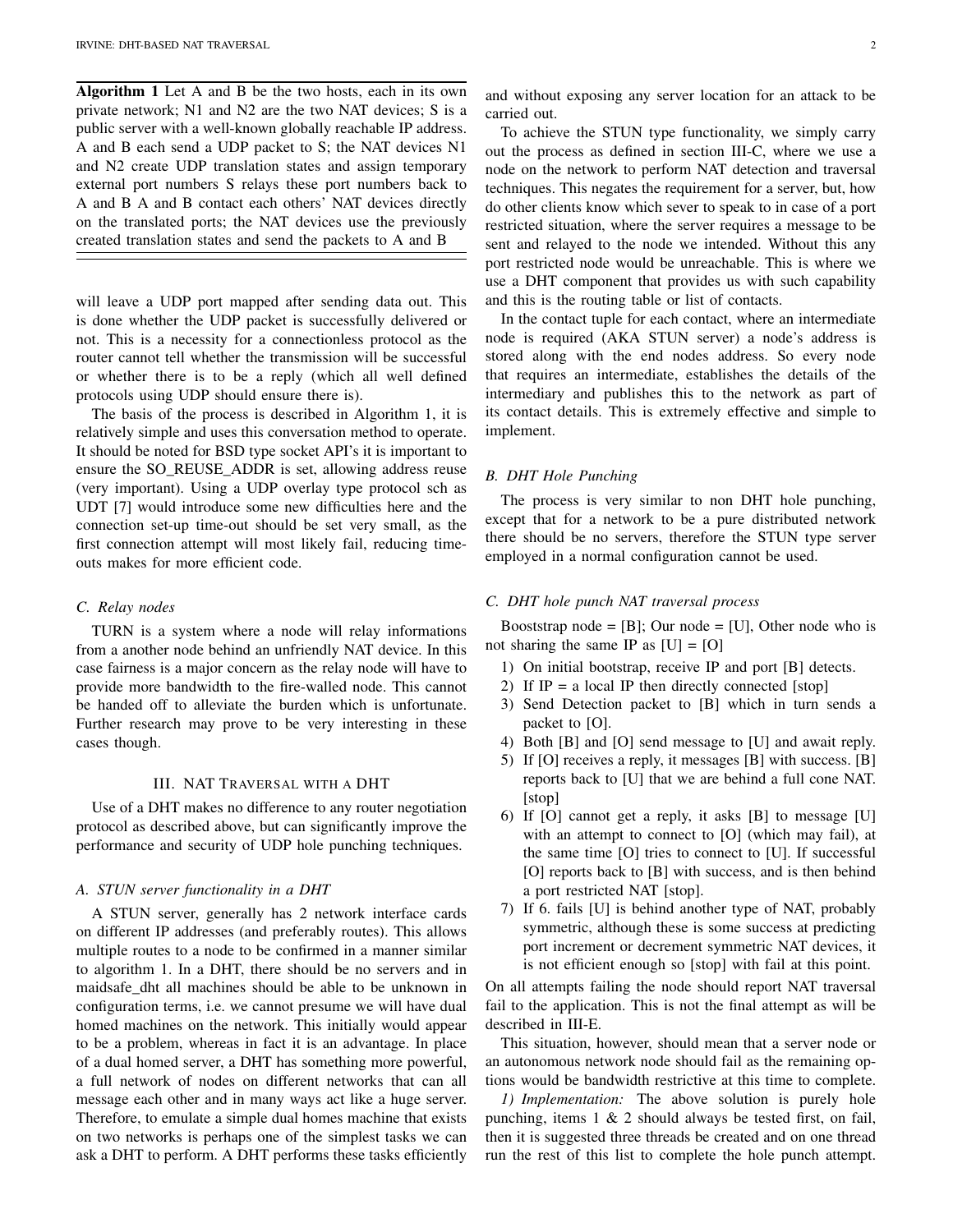**Algorithm 1** Let A and B be the two hosts, each in its own private network; N1 and N2 are the two NAT devices; S is a public server with a well-known globally reachable IP address. A and B each send a UDP packet to S; the NAT devices N1 and N2 create UDP translation states and assign temporary external port numbers S relays these port numbers back to A and B A and B contact each others' NAT devices directly on the translated ports; the NAT devices use the previously created translation states and send the packets to A and B

---

will leave a UDP port mapped after sending data out. This is done whether the UDP packet is successfully delivered or not. This is a necessity for a connectionless protocol as the router cannot tell whether the transmission will be successful or whether there is to be a reply (which all well defined protocols using UDP should ensure there is).

The basis of the process is described in Algorithm 1, it is relatively simple and uses this conversation method to operate. It should be noted for BSD type socket API's it is important to ensure the SO_REUSE_ADDR is set, allowing address reuse (very important). Using a UDP overlay type protocol sch as UDT [7] would introduce some new difficulties here and the connection set-up time-out should be set very small, as the first connection attempt will most likely fail, reducing time-outs makes for more efficient code.

### C. Relay nodes

TURN is a system where a node will relay informations from a another node behind an unfriendly NAT device. In this case fairness is a major concern as the relay node will have to provide more bandwidth to the fire-walled node. This cannot be handed off to alleviate the burden which is unfortunate. Further research may prove to be very interesting in these cases though.

## III. NAT Traversal with a DHT

Use of a DHT makes no difference to any router negotiation protocol as described above, but can significantly improve the performance and security of UDP hole punching techniques.

### A. STUN server functionality in a DHT

A STUN server, generally has 2 network interface cards on different IP addresses (and preferably routes). This allows multiple routes to a node to be confirmed in a manner similar to algorithm 1. In a DHT, there should be no servers and in maidsafe_dht all machines should be able to be unknown in configuration terms, i.e. we cannot presume we will have dual homed machines on the network. This initially would appear to be a problem, whereas in fact it is an advantage. In place of a dual homed server, a DHT has something more powerful, a full network of nodes on different networks that can all message each other and in many ways act like a huge server. Therefore, to emulate a simple dual homes machine that exists on two networks is perhaps one of the simplest tasks we can ask a DHT to perform. A DHT performs these tasks efficiently and without exposing any server location for an attack to be carried out.

To achieve the STUN type functionality, we simply carry out the process as defined in section III-C, where we use a node on the network to perform NAT detection and traversal techniques. This negates the requirement for a server, but, how do other clients know which sever to speak to in case of a port restricted situation, where the server requires a message to be sent and relayed to the node we intended. Without this any port restricted node would be unreachable. This is where we use a DHT component that provides us with such capability and this is the routing table or list of contacts.

In the contact tuple for each contact, where an intermediate node is required (AKA STUN server) a node's address is stored along with the end nodes address. So every node that requires an intermediate, establishes the details of the intermediary and publishes this to the network as part of its contact details. This is extremely effective and simple to implement.

### B. DHT Hole Punching

The process is very similar to non DHT hole punching, except that for a network to be a pure distributed network there should be no servers, therefore the STUN type server employed in a normal configuration cannot be used.

### C. DHT hole punch NAT traversal process

Booststrap node = [B]; Our node = [U], Other node who is not sharing the same IP as [U] = [O]

1) On initial bootstrap, receive IP and port [B] detects.
2) If IP = a local IP then directly connected [stop]
3) Send Detection packet to [B] which in turn sends a packet to [O].
4) Both [B] and [O] send message to [U] and await reply.
5) If [O] receives a reply, it messages [B] with success. [B] reports back to [U] that we are behind a full cone NAT. [stop]
6) If [O] cannot get a reply, it asks [B] to message [U] with an attempt to connect to [O] (which may fail), at the same time [O] tries to connect to [U]. If successful [O] reports back to [B] with success, and is then behind a port restricted NAT [stop].
7) If 6. fails [U] is behind another type of NAT, probably symmetric, although these is some success at predicting port increment or decrement symmetric NAT devices, it is not efficient enough so [stop] with fail at this point.

On all attempts failing the node should report NAT traversal fail to the application. This is not the final attempt as will be described in III-E.

This situation, however, should mean that a server node or an autonomous network node should fail as the remaining options would be bandwidth restrictive at this time to complete.

*1) Implementation:* The above solution is purely hole punching, items 1 & 2 should always be tested first, on fail, then it is suggested three threads be created and on one thread run the rest of this list to complete the hole punch attempt.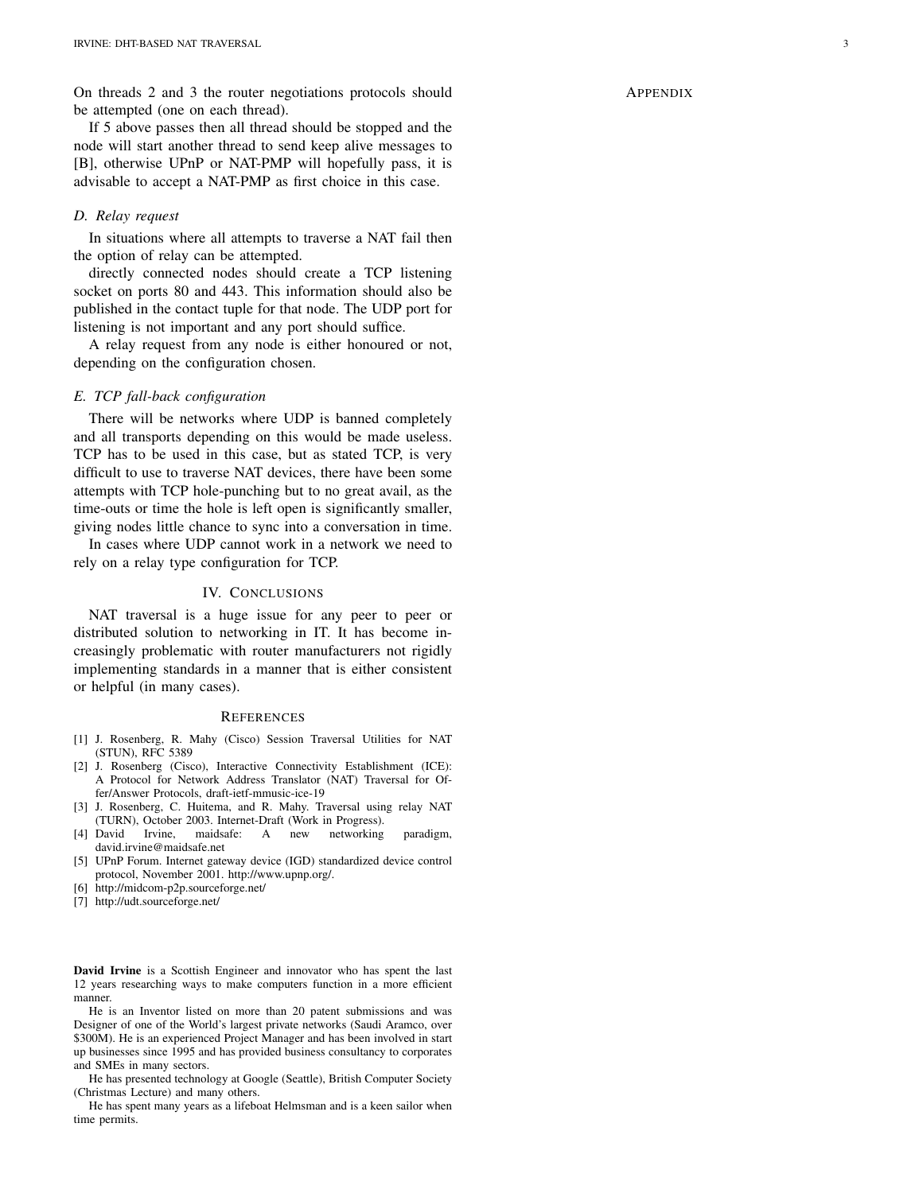On threads 2 and 3 the router negotiations protocols should be attempted (one on each thread).

If 5 above passes then all thread should be stopped and the node will start another thread to send keep alive messages to [B], otherwise UPnP or NAT-PMP will hopefully pass, it is advisable to accept a NAT-PMP as first choice in this case.

### D. Relay request

In situations where all attempts to traverse a NAT fail then the option of relay can be attempted.

directly connected nodes should create a TCP listening socket on ports 80 and 443. This information should also be published in the contact tuple for that node. The UDP port for listening is not important and any port should suffice.

A relay request from any node is either honoured or not, depending on the configuration chosen.

### E. TCP fall-back configuration

There will be networks where UDP is banned completely and all transports depending on this would be made useless. TCP has to be used in this case, but as stated TCP, is very difficult to use to traverse NAT devices, there have been some attempts with TCP hole-punching but to no great avail, as the time-outs or time the hole is left open is significantly smaller, giving nodes little chance to sync into a conversation in time.

In cases where UDP cannot work in a network we need to rely on a relay type configuration for TCP.

## IV. Conclusions

NAT traversal is a huge issue for any peer to peer or distributed solution to networking in IT. It has become increasingly problematic with router manufacturers not rigidly implementing standards in a manner that is either consistent or helpful (in many cases).

## References

[1] J. Rosenberg, R. Mahy (Cisco) Session Traversal Utilities for NAT (STUN), RFC 5389

[2] J. Rosenberg (Cisco), Interactive Connectivity Establishment (ICE): A Protocol for Network Address Translator (NAT) Traversal for Offer/Answer Protocols, draft-ietf-mmusic-ice-19

[3] J. Rosenberg, C. Huitema, and R. Mahy. Traversal using relay NAT (TURN), October 2003. Internet-Draft (Work in Progress).

[4] David Irvine, maidsafe: A new networking paradigm, david.irvine@maidsafe.net

[5] UPnP Forum. Internet gateway device (IGD) standardized device control protocol, November 2001. http://www.upnp.org/.

[6] http://midcom-p2p.sourceforge.net/

[7] http://udt.sourceforge.net/

**David Irvine** is a Scottish Engineer and innovator who has spent the last 12 years researching ways to make computers function in a more efficient manner.

He is an Inventor listed on more than 20 patent submissions and was Designer of one of the World's largest private networks (Saudi Aramco, over $300M). He is an experienced Project Manager and has been involved in start up businesses since 1995 and has provided business consultancy to corporates and SMEs in many sectors.

He has presented technology at Google (Seattle), British Computer Society (Christmas Lecture) and many others.

He has spent many years as a lifeboat Helmsman and is a keen sailor when time permits.

## Appendix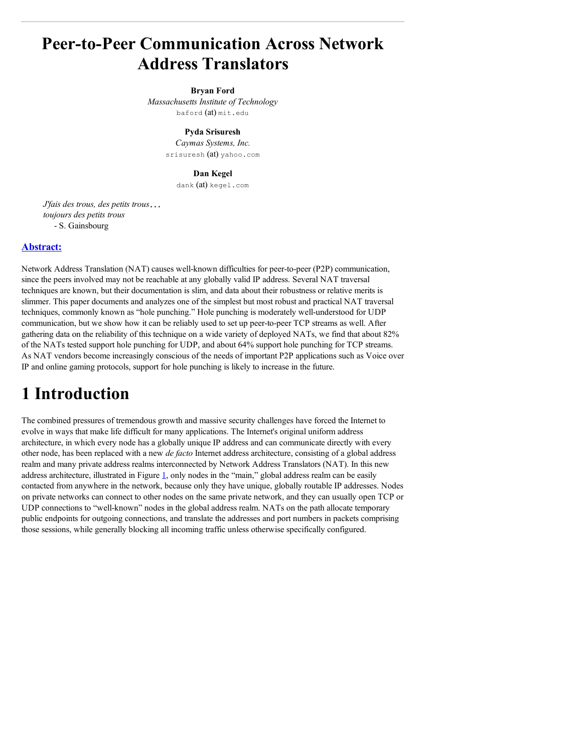# Peer-to-Peer Communication Across Network Address Translators

**Bryan Ford**
*Massachusetts Institute of Technology*
baford (at) mit.edu

**Pyda Srisuresh**
*Caymas Systems, Inc.*
srisuresh (at) yahoo.com

**Dan Kegel**
dank (at) kegel.com

*J'fais des trous, des petits trous*...
*toujours des petits trous*
- S. Gainsbourg

## Abstract:

Network Address Translation (NAT) causes well-known difficulties for peer-to-peer (P2P) communication, since the peers involved may not be reachable at any globally valid IP address. Several NAT traversal techniques are known, but their documentation is slim, and data about their robustness or relative merits is slimmer. This paper documents and analyzes one of the simplest but most robust and practical NAT traversal techniques, commonly known as "hole punching." Hole punching is moderately well-understood for UDP communication, but we show how it can be reliably used to set up peer-to-peer TCP streams as well. After gathering data on the reliability of this technique on a wide variety of deployed NATs, we find that about 82% of the NATs tested support hole punching for UDP, and about 64% support hole punching for TCP streams. As NAT vendors become increasingly conscious of the needs of important P2P applications such as Voice over IP and online gaming protocols, support for hole punching is likely to increase in the future.

# 1 Introduction

The combined pressures of tremendous growth and massive security challenges have forced the Internet to evolve in ways that make life difficult for many applications. The Internet's original uniform address architecture, in which every node has a globally unique IP address and can communicate directly with every other node, has been replaced with a new *de facto* Internet address architecture, consisting of a global address realm and many private address realms interconnected by Network Address Translators (NAT). In this new address architecture, illustrated in Figure 1, only nodes in the "main," global address realm can be easily contacted from anywhere in the network, because only they have unique, globally routable IP addresses. Nodes on private networks can connect to other nodes on the same private network, and they can usually open TCP or UDP connections to "well-known" nodes in the global address realm. NATs on the path allocate temporary public endpoints for outgoing connections, and translate the addresses and port numbers in packets comprising those sessions, while generally blocking all incoming traffic unless otherwise specifically configured.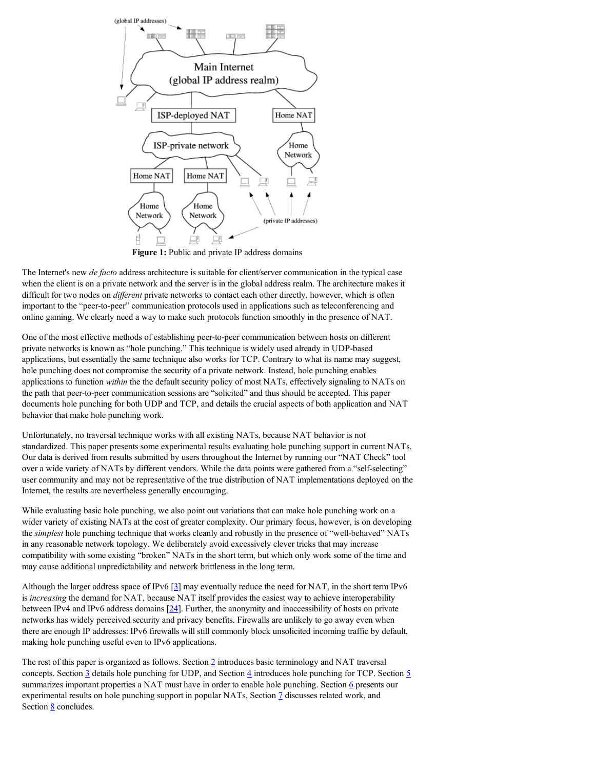**Figure 1:** Public and private IP address domains

The Internet's new *de facto* address architecture is suitable for client/server communication in the typical case when the client is on a private network and the server is in the global address realm. The architecture makes it difficult for two nodes on *different* private networks to contact each other directly, however, which is often important to the "peer-to-peer" communication protocols used in applications such as teleconferencing and online gaming. We clearly need a way to make such protocols function smoothly in the presence of NAT.

One of the most effective methods of establishing peer-to-peer communication between hosts on different private networks is known as "hole punching." This technique is widely used already in UDP-based applications, but essentially the same technique also works for TCP. Contrary to what its name may suggest, hole punching does not compromise the security of a private network. Instead, hole punching enables applications to function *within* the the default security policy of most NATs, effectively signaling to NATs on the path that peer-to-peer communication sessions are "solicited" and thus should be accepted. This paper documents hole punching for both UDP and TCP, and details the crucial aspects of both application and NAT behavior that make hole punching work.

Unfortunately, no traversal technique works with all existing NATs, because NAT behavior is not standardized. This paper presents some experimental results evaluating hole punching support in current NATs. Our data is derived from results submitted by users throughout the Internet by running our "NAT Check" tool over a wide variety of NATs by different vendors. While the data points were gathered from a "self-selecting" user community and may not be representative of the true distribution of NAT implementations deployed on the Internet, the results are nevertheless generally encouraging.

While evaluating basic hole punching, we also point out variations that can make hole punching work on a wider variety of existing NATs at the cost of greater complexity. Our primary focus, however, is on developing the *simplest* hole punching technique that works cleanly and robustly in the presence of "well-behaved" NATs in any reasonable network topology. We deliberately avoid excessively clever tricks that may increase compatibility with some existing "broken" NATs in the short term, but which only work some of the time and may cause additional unpredictability and network brittleness in the long term.

Although the larger address space of IPv6 [3] may eventually reduce the need for NAT, in the short term IPv6 is *increasing* the demand for NAT, because NAT itself provides the easiest way to achieve interoperability between IPv4 and IPv6 address domains [24]. Further, the anonymity and inaccessibility of hosts on private networks has widely perceived security and privacy benefits. Firewalls are unlikely to go away even when there are enough IP addresses: IPv6 firewalls will still commonly block unsolicited incoming traffic by default, making hole punching useful even to IPv6 applications.

The rest of this paper is organized as follows. Section 2 introduces basic terminology and NAT traversal concepts. Section 3 details hole punching for UDP, and Section 4 introduces hole punching for TCP. Section 5 summarizes important properties a NAT must have in order to enable hole punching. Section 6 presents our experimental results on hole punching support in popular NATs, Section 7 discusses related work, and Section 8 concludes.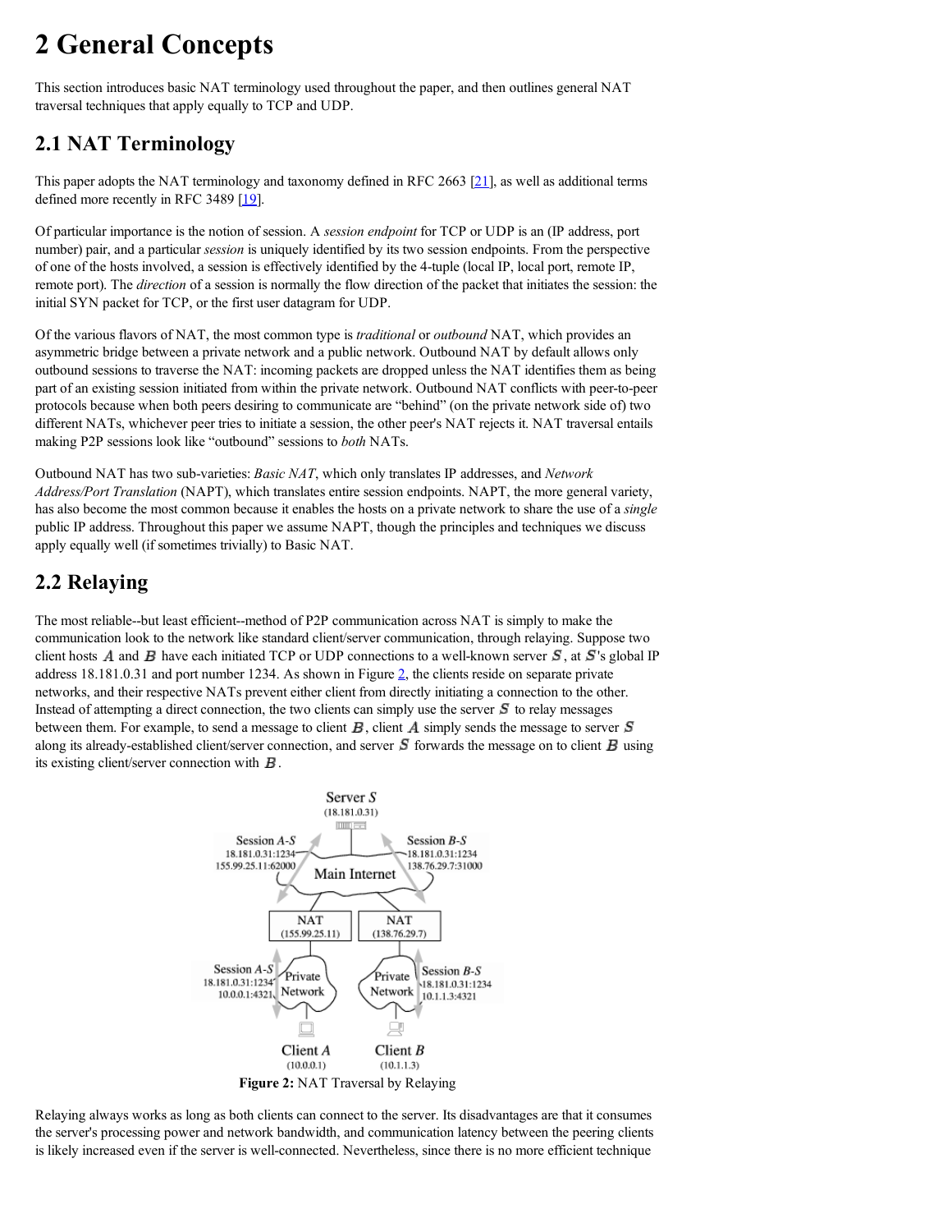# 2 General Concepts

This section introduces basic NAT terminology used throughout the paper, and then outlines general NAT traversal techniques that apply equally to TCP and UDP.

## 2.1 NAT Terminology

This paper adopts the NAT terminology and taxonomy defined in RFC 2663 [21], as well as additional terms defined more recently in RFC 3489 [19].

Of particular importance is the notion of session. A *session endpoint* for TCP or UDP is an (IP address, port number) pair, and a particular *session* is uniquely identified by its two session endpoints. From the perspective of one of the hosts involved, a session is effectively identified by the 4-tuple (local IP, local port, remote IP, remote port). The *direction* of a session is normally the flow direction of the packet that initiates the session: the initial SYN packet for TCP, or the first user datagram for UDP.

Of the various flavors of NAT, the most common type is *traditional* or *outbound* NAT, which provides an asymmetric bridge between a private network and a public network. Outbound NAT by default allows only outbound sessions to traverse the NAT: incoming packets are dropped unless the NAT identifies them as being part of an existing session initiated from within the private network. Outbound NAT conflicts with peer-to-peer protocols because when both peers desiring to communicate are "behind" (on the private network side of) two different NATs, whichever peer tries to initiate a session, the other peer's NAT rejects it. NAT traversal entails making P2P sessions look like "outbound" sessions to *both* NATs.

Outbound NAT has two sub-varieties: *Basic NAT*, which only translates IP addresses, and *Network Address/Port Translation* (NAPT), which translates entire session endpoints. NAPT, the more general variety, has also become the most common because it enables the hosts on a private network to share the use of a *single* public IP address. Throughout this paper we assume NAPT, though the principles and techniques we discuss apply equally well (if sometimes trivially) to Basic NAT.

## 2.2 Relaying

The most reliable--but least efficient--method of P2P communication across NAT is simply to make the communication look to the network like standard client/server communication, through relaying. Suppose two client hosts $A$ and $B$ have each initiated TCP or UDP connections to a well-known server $S$, at $S$'s global IP address 18.181.0.31 and port number 1234. As shown in Figure 2, the clients reside on separate private networks, and their respective NATs prevent either client from directly initiating a connection to the other. Instead of attempting a direct connection, the two clients can simply use the server $S$ to relay messages between them. For example, to send a message to client $B$, client $A$ simply sends the message to server $S$ along its already-established client/server connection, and server $S$ forwards the message on to client $B$ using its existing client/server connection with $B$.

**Figure 2:** NAT Traversal by Relaying

Relaying always works as long as both clients can connect to the server. Its disadvantages are that it consumes the server's processing power and network bandwidth, and communication latency between the peering clients is likely increased even if the server is well-connected. Nevertheless, since there is no more efficient technique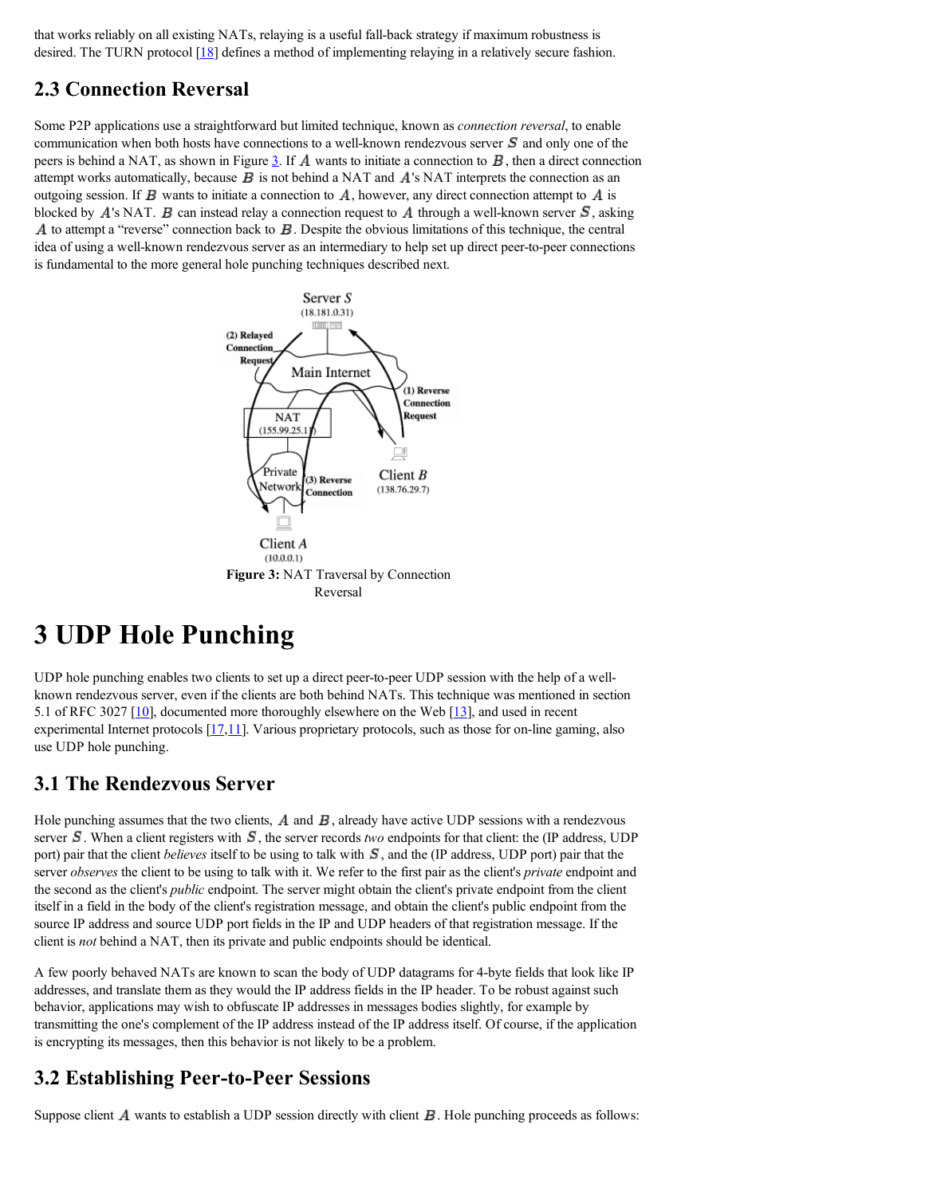that works reliably on all existing NATs, relaying is a useful fall-back strategy if maximum robustness is desired. The TURN protocol [18] defines a method of implementing relaying in a relatively secure fashion.

## 2.3 Connection Reversal

Some P2P applications use a straightforward but limited technique, known as *connection reversal*, to enable communication when both hosts have connections to a well-known rendezvous server $S$ and only one of the peers is behind a NAT, as shown in Figure 3. If $A$ wants to initiate a connection to $B$, then a direct connection attempt works automatically, because $B$ is not behind a NAT and $A$'s NAT interprets the connection as an outgoing session. If $B$ wants to initiate a connection to $A$, however, any direct connection attempt to $A$ is blocked by $A$'s NAT. $B$ can instead relay a connection request to $A$ through a well-known server $S$, asking $A$ to attempt a "reverse" connection back to $B$. Despite the obvious limitations of this technique, the central idea of using a well-known rendezvous server as an intermediary to help set up direct peer-to-peer connections is fundamental to the more general hole punching techniques described next.

**Figure 3:** NAT Traversal by Connection Reversal

# 3 UDP Hole Punching

UDP hole punching enables two clients to set up a direct peer-to-peer UDP session with the help of a well-known rendezvous server, even if the clients are both behind NATs. This technique was mentioned in section 5.1 of RFC 3027 [10], documented more thoroughly elsewhere on the Web [13], and used in recent experimental Internet protocols [17,11]. Various proprietary protocols, such as those for on-line gaming, also use UDP hole punching.

## 3.1 The Rendezvous Server

Hole punching assumes that the two clients, $A$ and $B$, already have active UDP sessions with a rendezvous server $S$. When a client registers with $S$, the server records *two* endpoints for that client: the (IP address, UDP port) pair that the client *believes* itself to be using to talk with $S$, and the (IP address, UDP port) pair that the server *observes* the client to be using to talk with it. We refer to the first pair as the client's *private* endpoint and the second as the client's *public* endpoint. The server might obtain the client's private endpoint from the client itself in a field in the body of the client's registration message, and obtain the client's public endpoint from the source IP address and source UDP port fields in the IP and UDP headers of that registration message. If the client is *not* behind a NAT, then its private and public endpoints should be identical.

A few poorly behaved NATs are known to scan the body of UDP datagrams for 4-byte fields that look like IP addresses, and translate them as they would the IP address fields in the IP header. To be robust against such behavior, applications may wish to obfuscate IP addresses in messages bodies slightly, for example by transmitting the one's complement of the IP address instead of the IP address itself. Of course, if the application is encrypting its messages, then this behavior is not likely to be a problem.

## 3.2 Establishing Peer-to-Peer Sessions

Suppose client $A$ wants to establish a UDP session directly with client $B$. Hole punching proceeds as follows: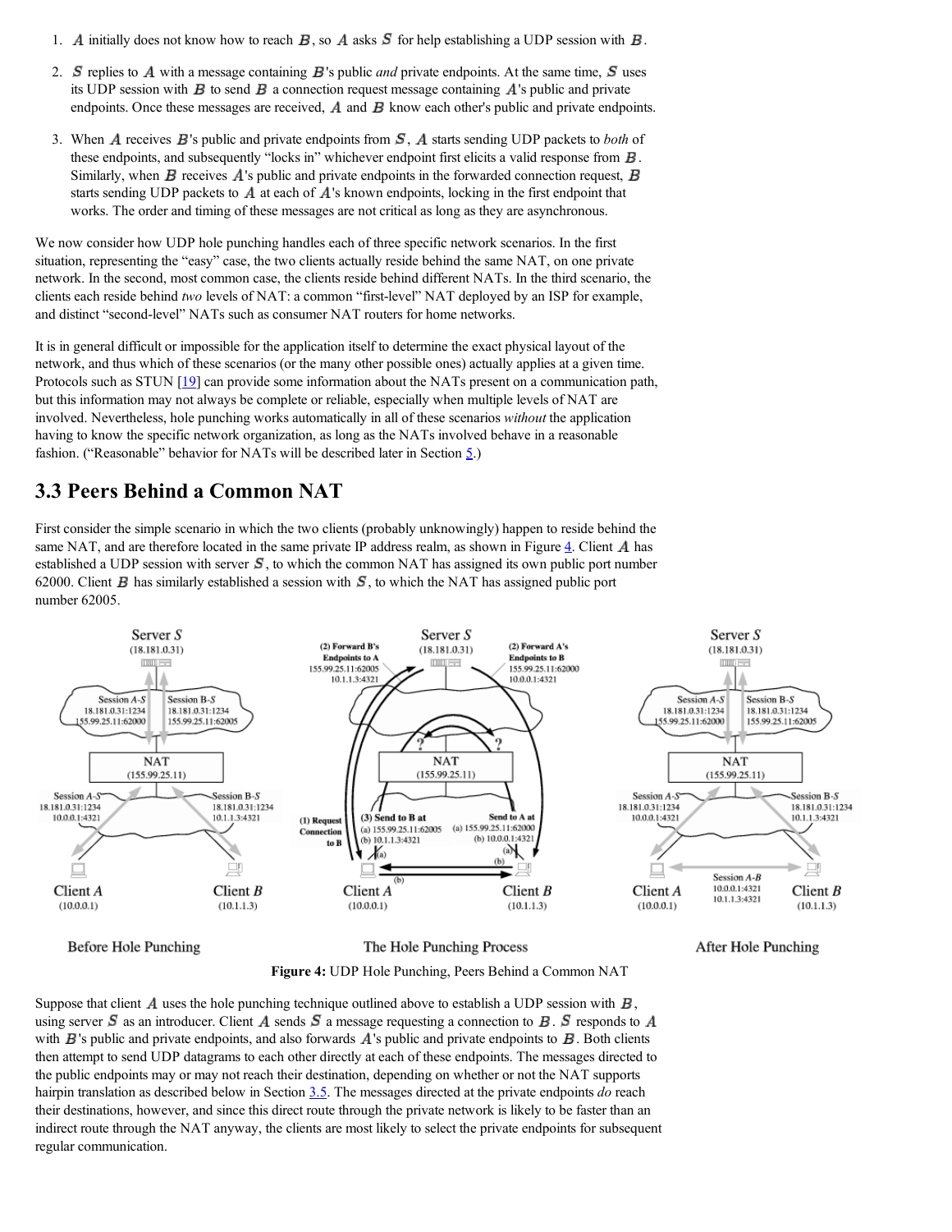1. $A$ initially does not know how to reach $B$, so $A$ asks $S$ for help establishing a UDP session with $B$.
2. $S$ replies to $A$ with a message containing $B$'s public *and* private endpoints. At the same time, $S$ uses its UDP session with $B$ to send $B$ a connection request message containing $A$'s public and private endpoints. Once these messages are received, $A$ and $B$ know each other's public and private endpoints.
3. When $A$ receives $B$'s public and private endpoints from $S$, $A$ starts sending UDP packets to *both* of these endpoints, and subsequently "locks in" whichever endpoint first elicits a valid response from $B$. Similarly, when $B$ receives $A$'s public and private endpoints in the forwarded connection request, $B$ starts sending UDP packets to $A$ at each of $A$'s known endpoints, locking in the first endpoint that works. The order and timing of these messages are not critical as long as they are asynchronous.

We now consider how UDP hole punching handles each of three specific network scenarios. In the first situation, representing the "easy" case, the two clients actually reside behind the same NAT, on one private network. In the second, most common case, the clients reside behind different NATs. In the third scenario, the clients each reside behind *two* levels of NAT: a common "first-level" NAT deployed by an ISP for example, and distinct "second-level" NATs such as consumer NAT routers for home networks.

It is in general difficult or impossible for the application itself to determine the exact physical layout of the network, and thus which of these scenarios (or the many other possible ones) actually applies at a given time. Protocols such as STUN [19] can provide some information about the NATs present on a communication path, but this information may not always be complete or reliable, especially when multiple levels of NAT are involved. Nevertheless, hole punching works automatically in all of these scenarios *without* the application having to know the specific network organization, as long as the NATs involved behave in a reasonable fashion. ("Reasonable" behavior for NATs will be described later in Section 5.)

## 3.3 Peers Behind a Common NAT

First consider the simple scenario in which the two clients (probably unknowingly) happen to reside behind the same NAT, and are therefore located in the same private IP address realm, as shown in Figure 4. Client $A$ has established a UDP session with server $S$, to which the common NAT has assigned its own public port number 62000. Client $B$ has similarly established a session with $S$, to which the NAT has assigned public port number 62005.

**Figure 4:** UDP Hole Punching, Peers Behind a Common NAT

Suppose that client $A$ uses the hole punching technique outlined above to establish a UDP session with $B$, using server $S$ as an introducer. Client $A$ sends $S$ a message requesting a connection to $B$. $S$ responds to $A$ with $B$'s public and private endpoints, and also forwards $A$'s public and private endpoints to $B$. Both clients then attempt to send UDP datagrams to each other directly at each of these endpoints. The messages directed to the public endpoints may or may not reach their destination, depending on whether or not the NAT supports hairpin translation as described below in Section 3.5. The messages directed at the private endpoints *do* reach their destinations, however, and since this direct route through the private network is likely to be faster than an indirect route through the NAT anyway, the clients are most likely to select the private endpoints for subsequent regular communication.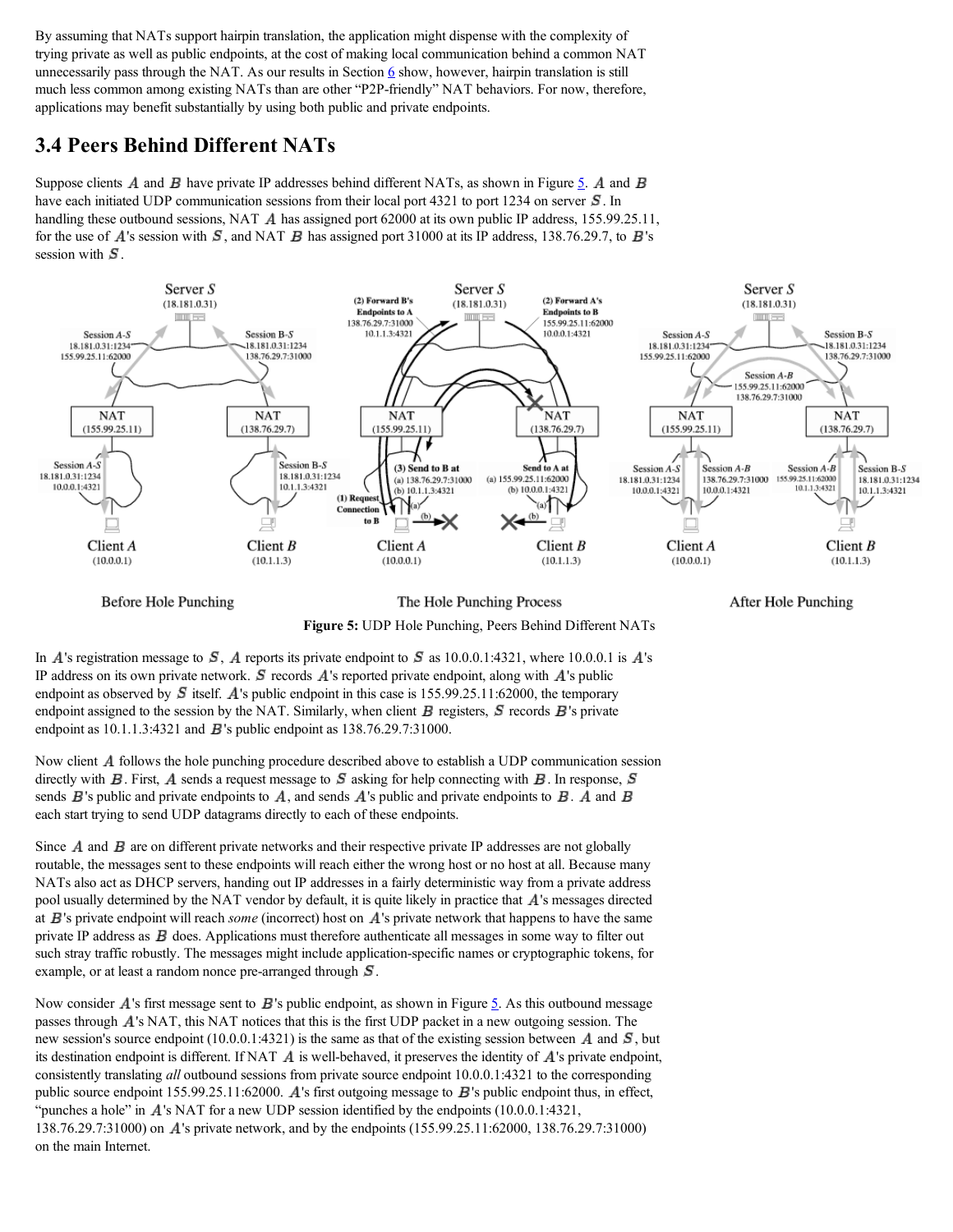By assuming that NATs support hairpin translation, the application might dispense with the complexity of trying private as well as public endpoints, at the cost of making local communication behind a common NAT unnecessarily pass through the NAT. As our results in Section 6 show, however, hairpin translation is still much less common among existing NATs than are other "P2P-friendly" NAT behaviors. For now, therefore, applications may benefit substantially by using both public and private endpoints.

## 3.4 Peers Behind Different NATs

Suppose clients $A$ and $B$ have private IP addresses behind different NATs, as shown in Figure 5. $A$ and $B$ have each initiated UDP communication sessions from their local port 4321 to port 1234 on server $S$. In handling these outbound sessions, NAT $A$ has assigned port 62000 at its own public IP address, 155.99.25.11, for the use of $A$'s session with $S$, and NAT $B$ has assigned port 31000 at its IP address, 138.76.29.7, to $B$'s session with $S$.

**Figure 5:** UDP Hole Punching, Peers Behind Different NATs

In $A$'s registration message to $S$, $A$ reports its private endpoint to $S$ as 10.0.0.1:4321, where 10.0.0.1 is $A$'s IP address on its own private network. $S$ records $A$'s reported private endpoint, along with $A$'s public endpoint as observed by $S$ itself. $A$'s public endpoint in this case is 155.99.25.11:62000, the temporary endpoint assigned to the session by the NAT. Similarly, when client $B$ registers, $S$ records $B$'s private endpoint as 10.1.1.3:4321 and $B$'s public endpoint as 138.76.29.7:31000.

Now client $A$ follows the hole punching procedure described above to establish a UDP communication session directly with $B$. First, $A$ sends a request message to $S$ asking for help connecting with $B$. In response, $S$ sends $B$'s public and private endpoints to $A$, and sends $A$'s public and private endpoints to $B$. $A$ and $B$ each start trying to send UDP datagrams directly to each of these endpoints.

Since $A$ and $B$ are on different private networks and their respective private IP addresses are not globally routable, the messages sent to these endpoints will reach either the wrong host or no host at all. Because many NATs also act as DHCP servers, handing out IP addresses in a fairly deterministic way from a private address pool usually determined by the NAT vendor by default, it is quite likely in practice that $A$'s messages directed at $B$'s private endpoint will reach *some* (incorrect) host on $A$'s private network that happens to have the same private IP address as $B$ does. Applications must therefore authenticate all messages in some way to filter out such stray traffic robustly. The messages might include application-specific names or cryptographic tokens, for example, or at least a random nonce pre-arranged through $S$.

Now consider $A$'s first message sent to $B$'s public endpoint, as shown in Figure 5. As this outbound message passes through $A$'s NAT, this NAT notices that this is the first UDP packet in a new outgoing session. The new session's source endpoint (10.0.0.1:4321) is the same as that of the existing session between $A$ and $S$, but its destination endpoint is different. If NAT $A$ is well-behaved, it preserves the identity of $A$'s private endpoint, consistently translating *all* outbound sessions from private source endpoint 10.0.0.1:4321 to the corresponding public source endpoint 155.99.25.11:62000. $A$'s first outgoing message to $B$'s public endpoint thus, in effect, "punches a hole" in $A$'s NAT for a new UDP session identified by the endpoints (10.0.0.1:4321, 138.76.29.7:31000) on $A$'s private network, and by the endpoints (155.99.25.11:62000, 138.76.29.7:31000) on the main Internet.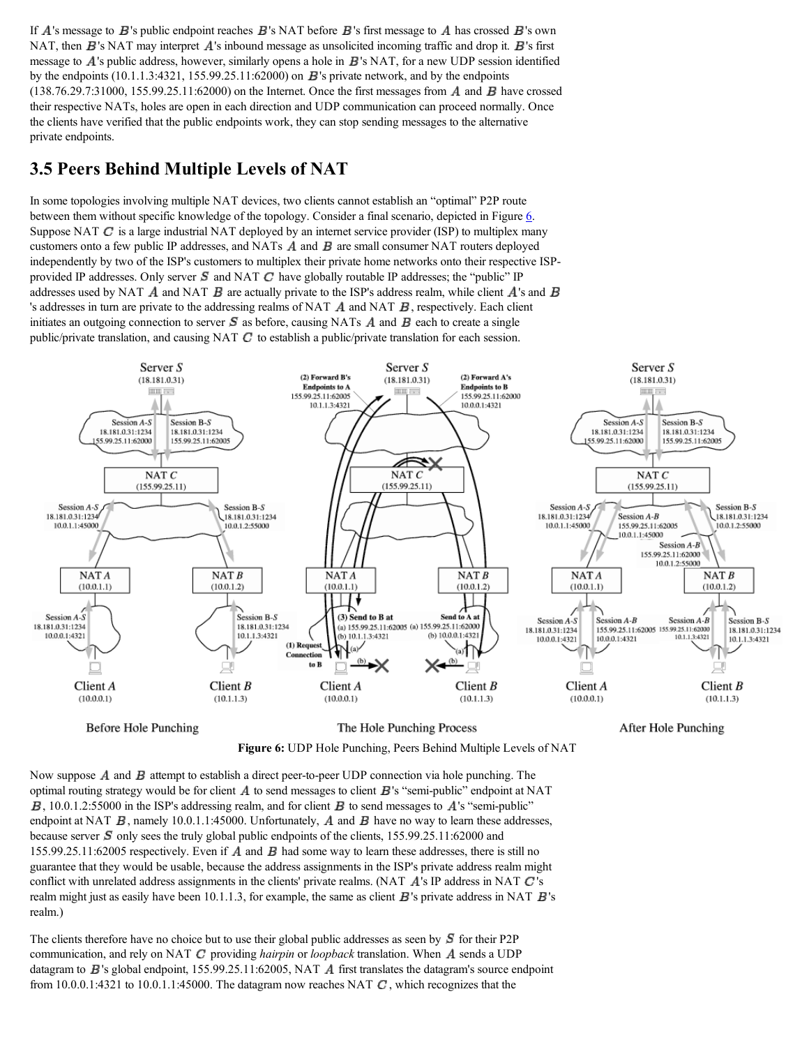If $A$'s message to $B$'s public endpoint reaches $B$'s NAT before $B$'s first message to $A$ has crossed $B$'s own NAT, then $B$'s NAT may interpret $A$'s inbound message as unsolicited incoming traffic and drop it. $B$'s first message to $A$'s public address, however, similarly opens a hole in $B$'s NAT, for a new UDP session identified by the endpoints (10.1.1.3:4321, 155.99.25.11:62000) on $B$'s private network, and by the endpoints (138.76.29.7:31000, 155.99.25.11:62000) on the Internet. Once the first messages from $A$ and $B$ have crossed their respective NATs, holes are open in each direction and UDP communication can proceed normally. Once the clients have verified that the public endpoints work, they can stop sending messages to the alternative private endpoints.

## 3.5 Peers Behind Multiple Levels of NAT

In some topologies involving multiple NAT devices, two clients cannot establish an "optimal" P2P route between them without specific knowledge of the topology. Consider a final scenario, depicted in Figure 6. Suppose NAT $C$ is a large industrial NAT deployed by an internet service provider (ISP) to multiplex many customers onto a few public IP addresses, and NATs $A$ and $B$ are small consumer NAT routers deployed independently by two of the ISP's customers to multiplex their private home networks onto their respective ISP-provided IP addresses. Only server $S$ and NAT $C$ have globally routable IP addresses; the "public" IP addresses used by NAT $A$ and NAT $B$ are actually private to the ISP's address realm, while client $A$'s and $B$'s addresses in turn are private to the addressing realms of NAT $A$ and NAT $B$, respectively. Each client initiates an outgoing connection to server $S$ as before, causing NATs $A$ and $B$ each to create a single public/private translation, and causing NAT $C$ to establish a public/private translation for each session.

**Figure 6:** UDP Hole Punching, Peers Behind Multiple Levels of NAT

Now suppose $A$ and $B$ attempt to establish a direct peer-to-peer UDP connection via hole punching. The optimal routing strategy would be for client $A$ to send messages to client $B$'s "semi-public" endpoint at NAT $B$, 10.0.1.2:55000 in the ISP's addressing realm, and for client $B$ to send messages to $A$'s "semi-public" endpoint at NAT $B$, namely 10.0.1.1:45000. Unfortunately, $A$ and $B$ have no way to learn these addresses, because server $S$ only sees the truly global public endpoints of the clients, 155.99.25.11:62000 and 155.99.25.11:62005 respectively. Even if $A$ and $B$ had some way to learn these addresses, there is still no guarantee that they would be usable, because the address assignments in the ISP's private address realm might conflict with unrelated address assignments in the clients' private realms. (NAT $A$'s IP address in NAT $C$'s realm might just as easily have been 10.1.1.3, for example, the same as client $B$'s private address in NAT $B$'s realm.)

The clients therefore have no choice but to use their global public addresses as seen by $S$ for their P2P communication, and rely on NAT $C$ providing *hairpin* or *loopback* translation. When $A$ sends a UDP datagram to $B$'s global endpoint, 155.99.25.11:62005, NAT $A$ first translates the datagram's source endpoint from 10.0.0.1:4321 to 10.0.1.1:45000. The datagram now reaches NAT $C$, which recognizes that the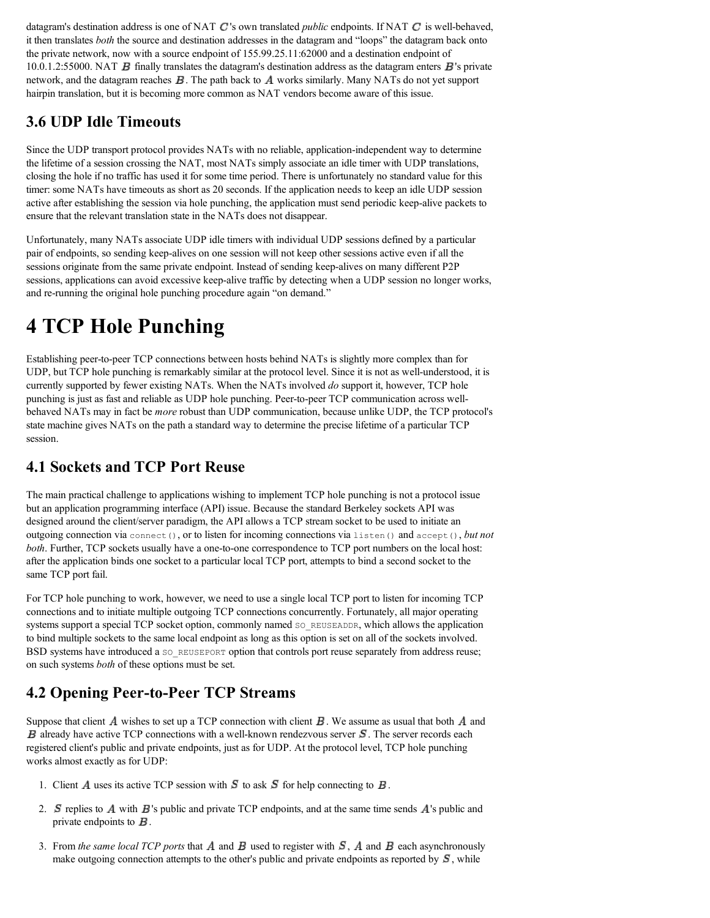datagram's destination address is one of NAT $C$'s own translated *public* endpoints. If NAT $C$ is well-behaved, it then translates *both* the source and destination addresses in the datagram and "loops" the datagram back onto the private network, now with a source endpoint of 155.99.25.11:62000 and a destination endpoint of 10.0.1.2:55000. NAT $B$ finally translates the datagram's destination address as the datagram enters $B$'s private network, and the datagram reaches $B$. The path back to $A$ works similarly. Many NATs do not yet support hairpin translation, but it is becoming more common as NAT vendors become aware of this issue.

## 3.6 UDP Idle Timeouts

Since the UDP transport protocol provides NATs with no reliable, application-independent way to determine the lifetime of a session crossing the NAT, most NATs simply associate an idle timer with UDP translations, closing the hole if no traffic has used it for some time period. There is unfortunately no standard value for this timer: some NATs have timeouts as short as 20 seconds. If the application needs to keep an idle UDP session active after establishing the session via hole punching, the application must send periodic keep-alive packets to ensure that the relevant translation state in the NATs does not disappear.

Unfortunately, many NATs associate UDP idle timers with individual UDP sessions defined by a particular pair of endpoints, so sending keep-alives on one session will not keep other sessions active even if all the sessions originate from the same private endpoint. Instead of sending keep-alives on many different P2P sessions, applications can avoid excessive keep-alive traffic by detecting when a UDP session no longer works, and re-running the original hole punching procedure again "on demand."

# 4 TCP Hole Punching

Establishing peer-to-peer TCP connections between hosts behind NATs is slightly more complex than for UDP, but TCP hole punching is remarkably similar at the protocol level. Since it is not as well-understood, it is currently supported by fewer existing NATs. When the NATs involved *do* support it, however, TCP hole punching is just as fast and reliable as UDP hole punching. Peer-to-peer TCP communication across well-behaved NATs may in fact be *more* robust than UDP communication, because unlike UDP, the TCP protocol's state machine gives NATs on the path a standard way to determine the precise lifetime of a particular TCP session.

## 4.1 Sockets and TCP Port Reuse

The main practical challenge to applications wishing to implement TCP hole punching is not a protocol issue but an application programming interface (API) issue. Because the standard Berkeley sockets API was designed around the client/server paradigm, the API allows a TCP stream socket to be used to initiate an outgoing connection via `connect()`, or to listen for incoming connections via `listen()` and `accept()`, *but not both*. Further, TCP sockets usually have a one-to-one correspondence to TCP port numbers on the local host: after the application binds one socket to a particular local TCP port, attempts to bind a second socket to the same TCP port fail.

For TCP hole punching to work, however, we need to use a single local TCP port to listen for incoming TCP connections and to initiate multiple outgoing TCP connections concurrently. Fortunately, all major operating systems support a special TCP socket option, commonly named `SO_REUSEADDR`, which allows the application to bind multiple sockets to the same local endpoint as long as this option is set on all of the sockets involved. BSD systems have introduced a `SO_REUSEPORT` option that controls port reuse separately from address reuse; on such systems *both* of these options must be set.

## 4.2 Opening Peer-to-Peer TCP Streams

Suppose that client $A$ wishes to set up a TCP connection with client $B$. We assume as usual that both $A$ and $B$ already have active TCP connections with a well-known rendezvous server $S$. The server records each registered client's public and private endpoints, just as for UDP. At the protocol level, TCP hole punching works almost exactly as for UDP:

1. Client $A$ uses its active TCP session with $S$ to ask $S$ for help connecting to $B$.
2. $S$ replies to $A$ with $B$'s public and private TCP endpoints, and at the same time sends $A$'s public and private endpoints to $B$.
3. From *the same local TCP ports* that $A$ and $B$ used to register with $S$, $A$ and $B$ each asynchronously make outgoing connection attempts to the other's public and private endpoints as reported by $S$, while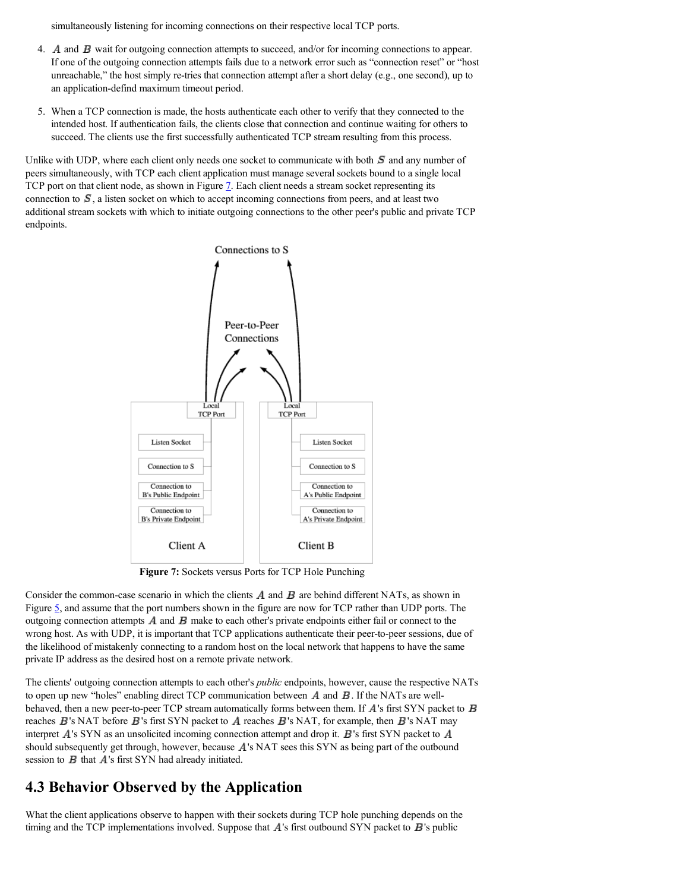simultaneously listening for incoming connections on their respective local TCP ports.

4. $A$ and $B$ wait for outgoing connection attempts to succeed, and/or for incoming connections to appear. If one of the outgoing connection attempts fails due to a network error such as "connection reset" or "host unreachable," the host simply re-tries that connection attempt after a short delay (e.g., one second), up to an application-defind maximum timeout period.

5. When a TCP connection is made, the hosts authenticate each other to verify that they connected to the intended host. If authentication fails, the clients close that connection and continue waiting for others to succeed. The clients use the first successfully authenticated TCP stream resulting from this process.

Unlike with UDP, where each client only needs one socket to communicate with both $S$ and any number of peers simultaneously, with TCP each client application must manage several sockets bound to a single local TCP port on that client node, as shown in Figure 7. Each client needs a stream socket representing its connection to $S$, a listen socket on which to accept incoming connections from peers, and at least two additional stream sockets with which to initiate outgoing connections to the other peer's public and private TCP endpoints.

**Figure 7:** Sockets versus Ports for TCP Hole Punching

Consider the common-case scenario in which the clients $A$ and $B$ are behind different NATs, as shown in Figure 5, and assume that the port numbers shown in the figure are now for TCP rather than UDP ports. The outgoing connection attempts $A$ and $B$ make to each other's private endpoints either fail or connect to the wrong host. As with UDP, it is important that TCP applications authenticate their peer-to-peer sessions, due of the likelihood of mistakenly connecting to a random host on the local network that happens to have the same private IP address as the desired host on a remote private network.

The clients' outgoing connection attempts to each other's *public* endpoints, however, cause the respective NATs to open up new "holes" enabling direct TCP communication between $A$ and $B$. If the NATs are well-behaved, then a new peer-to-peer TCP stream automatically forms between them. If $A$'s first SYN packet to $B$ reaches $B$'s NAT before $B$'s first SYN packet to $A$ reaches $B$'s NAT, for example, then $B$'s NAT may interpret $A$'s SYN as an unsolicited incoming connection attempt and drop it. $B$'s first SYN packet to $A$ should subsequently get through, however, because $A$'s NAT sees this SYN as being part of the outbound session to $B$ that $A$'s first SYN had already initiated.

## 4.3 Behavior Observed by the Application

What the client applications observe to happen with their sockets during TCP hole punching depends on the timing and the TCP implementations involved. Suppose that $A$'s first outbound SYN packet to $B$'s public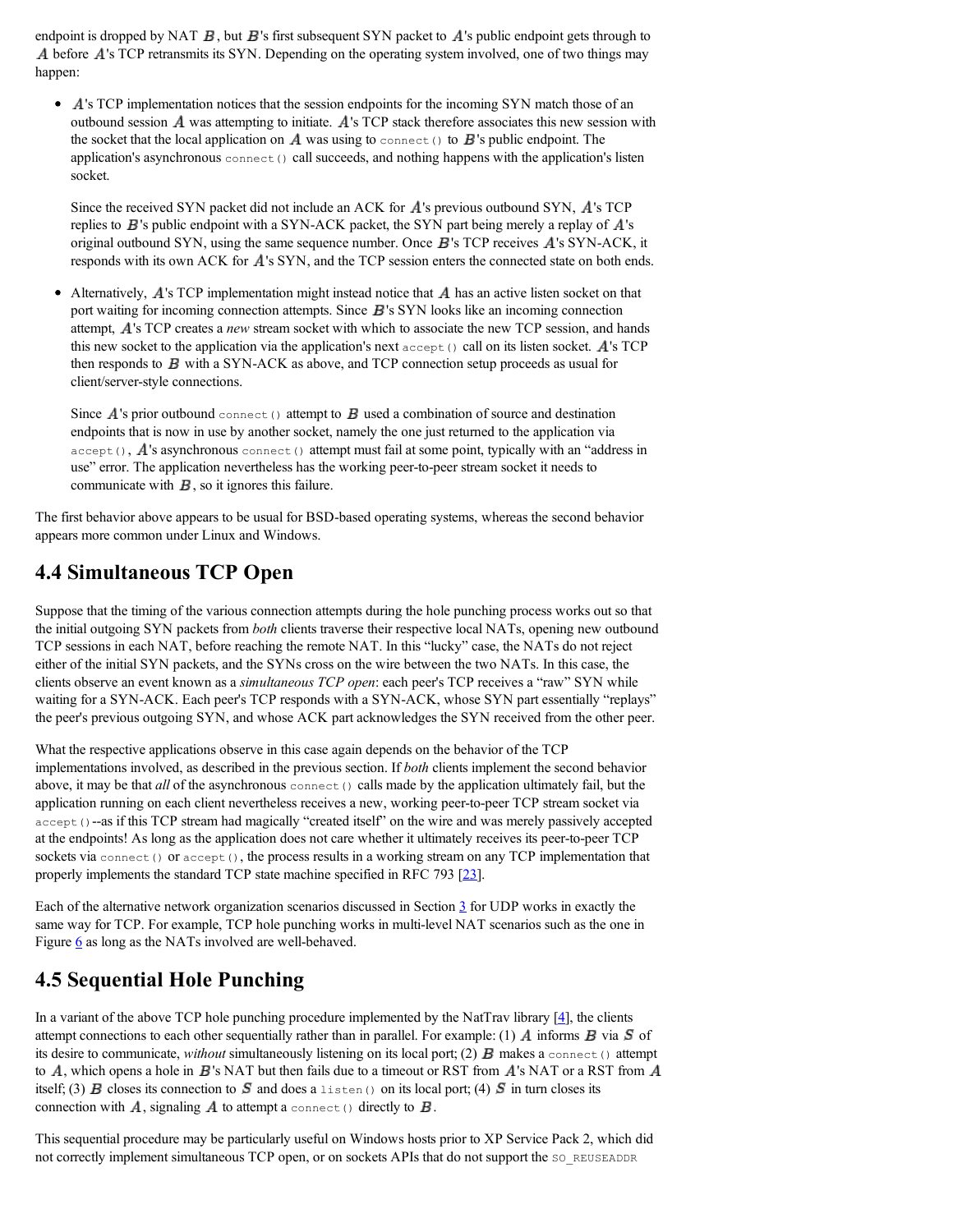endpoint is dropped by NAT $B$, but $B$'s first subsequent SYN packet to $A$'s public endpoint gets through to $A$ before $A$'s TCP retransmits its SYN. Depending on the operating system involved, one of two things may happen:

- $A$'s TCP implementation notices that the session endpoints for the incoming SYN match those of an outbound session $A$ was attempting to initiate. $A$'s TCP stack therefore associates this new session with the socket that the local application on $A$ was using to `connect()` to $B$'s public endpoint. The application's asynchronous `connect()` call succeeds, and nothing happens with the application's listen socket.

  Since the received SYN packet did not include an ACK for $A$'s previous outbound SYN, $A$'s TCP replies to $B$'s public endpoint with a SYN-ACK packet, the SYN part being merely a replay of $A$'s original outbound SYN, using the same sequence number. Once $B$'s TCP receives $A$'s SYN-ACK, it responds with its own ACK for $A$'s SYN, and the TCP session enters the connected state on both ends.

- Alternatively, $A$'s TCP implementation might instead notice that $A$ has an active listen socket on that port waiting for incoming connection attempts. Since $B$'s SYN looks like an incoming connection attempt, $A$'s TCP creates a *new* stream socket with which to associate the new TCP session, and hands this new socket to the application via the application's next `accept()` call on its listen socket. $A$'s TCP then responds to $B$ with a SYN-ACK as above, and TCP connection setup proceeds as usual for client/server-style connections.

  Since $A$'s prior outbound `connect()` attempt to $B$ used a combination of source and destination endpoints that is now in use by another socket, namely the one just returned to the application via `accept()`, $A$'s asynchronous `connect()` attempt must fail at some point, typically with an “address in use” error. The application nevertheless has the working peer-to-peer stream socket it needs to communicate with $B$, so it ignores this failure.

The first behavior above appears to be usual for BSD-based operating systems, whereas the second behavior appears more common under Linux and Windows.

## 4.4 Simultaneous TCP Open

Suppose that the timing of the various connection attempts during the hole punching process works out so that the initial outgoing SYN packets from *both* clients traverse their respective local NATs, opening new outbound TCP sessions in each NAT, before reaching the remote NAT. In this “lucky” case, the NATs do not reject either of the initial SYN packets, and the SYNs cross on the wire between the two NATs. In this case, the clients observe an event known as a *simultaneous TCP open*: each peer's TCP receives a “raw” SYN while waiting for a SYN-ACK. Each peer's TCP responds with a SYN-ACK, whose SYN part essentially “replays” the peer's previous outgoing SYN, and whose ACK part acknowledges the SYN received from the other peer.

What the respective applications observe in this case again depends on the behavior of the TCP implementations involved, as described in the previous section. If *both* clients implement the second behavior above, it may be that *all* of the asynchronous `connect()` calls made by the application ultimately fail, but the application running on each client nevertheless receives a new, working peer-to-peer TCP stream socket via `accept()`--as if this TCP stream had magically “created itself” on the wire and was merely passively accepted at the endpoints! As long as the application does not care whether it ultimately receives its peer-to-peer TCP sockets via `connect()` or `accept()`, the process results in a working stream on any TCP implementation that properly implements the standard TCP state machine specified in RFC 793 [23].

Each of the alternative network organization scenarios discussed in Section 3 for UDP works in exactly the same way for TCP. For example, TCP hole punching works in multi-level NAT scenarios such as the one in Figure 6 as long as the NATs involved are well-behaved.

## 4.5 Sequential Hole Punching

In a variant of the above TCP hole punching procedure implemented by the NatTrav library [4], the clients attempt connections to each other sequentially rather than in parallel. For example: (1) $A$ informs $B$ via $S$ of its desire to communicate, *without* simultaneously listening on its local port; (2) $B$ makes a `connect()` attempt to $A$, which opens a hole in $B$'s NAT but then fails due to a timeout or RST from $A$'s NAT or a RST from $A$ itself; (3) $B$ closes its connection to $S$ and does a `listen()` on its local port; (4) $S$ in turn closes its connection with $A$, signaling $A$ to attempt a `connect()` directly to $B$.

This sequential procedure may be particularly useful on Windows hosts prior to XP Service Pack 2, which did not correctly implement simultaneous TCP open, or on sockets APIs that do not support the `SO_REUSEADDR`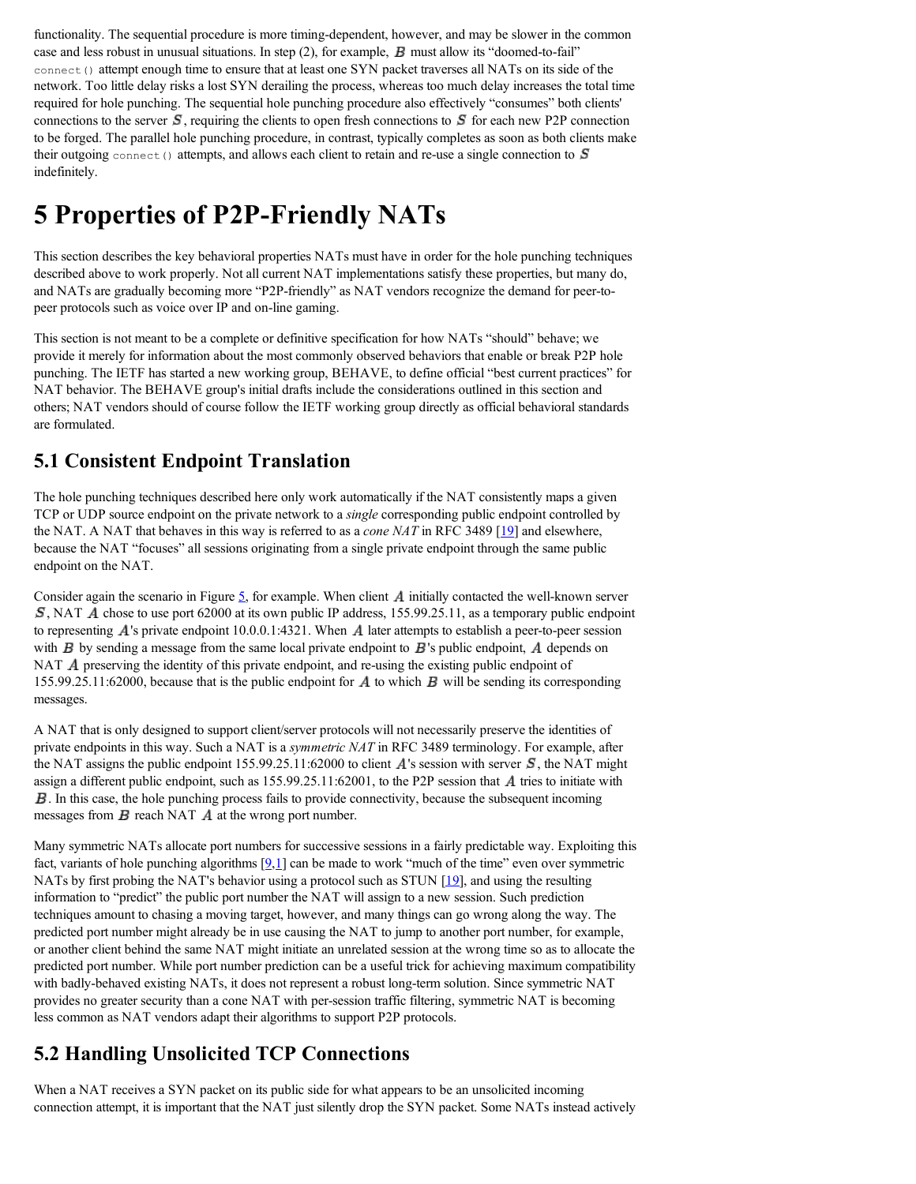functionality. The sequential procedure is more timing-dependent, however, and may be slower in the common case and less robust in unusual situations. In step (2), for example, $B$ must allow its "doomed-to-fail" `connect()` attempt enough time to ensure that at least one SYN packet traverses all NATs on its side of the network. Too little delay risks a lost SYN derailing the process, whereas too much delay increases the total time required for hole punching. The sequential hole punching procedure also effectively "consumes" both clients' connections to the server $S$, requiring the clients to open fresh connections to $S$ for each new P2P connection to be forged. The parallel hole punching procedure, in contrast, typically completes as soon as both clients make their outgoing `connect()` attempts, and allows each client to retain and re-use a single connection to $S$ indefinitely.

# 5 Properties of P2P-Friendly NATs

This section describes the key behavioral properties NATs must have in order for the hole punching techniques described above to work properly. Not all current NAT implementations satisfy these properties, but many do, and NATs are gradually becoming more "P2P-friendly" as NAT vendors recognize the demand for peer-to-peer protocols such as voice over IP and on-line gaming.

This section is not meant to be a complete or definitive specification for how NATs "should" behave; we provide it merely for information about the most commonly observed behaviors that enable or break P2P hole punching. The IETF has started a new working group, BEHAVE, to define official "best current practices" for NAT behavior. The BEHAVE group's initial drafts include the considerations outlined in this section and others; NAT vendors should of course follow the IETF working group directly as official behavioral standards are formulated.

## 5.1 Consistent Endpoint Translation

The hole punching techniques described here only work automatically if the NAT consistently maps a given TCP or UDP source endpoint on the private network to a *single* corresponding public endpoint controlled by the NAT. A NAT that behaves in this way is referred to as a *cone NAT* in RFC 3489 [19] and elsewhere, because the NAT "focuses" all sessions originating from a single private endpoint through the same public endpoint on the NAT.

Consider again the scenario in Figure 5, for example. When client $A$ initially contacted the well-known server $S$, NAT $A$ chose to use port 62000 at its own public IP address, 155.99.25.11, as a temporary public endpoint to representing $A$'s private endpoint 10.0.0.1:4321. When $A$ later attempts to establish a peer-to-peer session with $B$ by sending a message from the same local private endpoint to $B$'s public endpoint, $A$ depends on NAT $A$ preserving the identity of this private endpoint, and re-using the existing public endpoint of 155.99.25.11:62000, because that is the public endpoint for $A$ to which $B$ will be sending its corresponding messages.

A NAT that is only designed to support client/server protocols will not necessarily preserve the identities of private endpoints in this way. Such a NAT is a *symmetric NAT* in RFC 3489 terminology. For example, after the NAT assigns the public endpoint 155.99.25.11:62000 to client $A$'s session with server $S$, the NAT might assign a different public endpoint, such as 155.99.25.11:62001, to the P2P session that $A$ tries to initiate with $B$. In this case, the hole punching process fails to provide connectivity, because the subsequent incoming messages from $B$ reach NAT $A$ at the wrong port number.

Many symmetric NATs allocate port numbers for successive sessions in a fairly predictable way. Exploiting this fact, variants of hole punching algorithms [9,1] can be made to work "much of the time" even over symmetric NATs by first probing the NAT's behavior using a protocol such as STUN [19], and using the resulting information to "predict" the public port number the NAT will assign to a new session. Such prediction techniques amount to chasing a moving target, however, and many things can go wrong along the way. The predicted port number might already be in use causing the NAT to jump to another port number, for example, or another client behind the same NAT might initiate an unrelated session at the wrong time so as to allocate the predicted port number. While port number prediction can be a useful trick for achieving maximum compatibility with badly-behaved existing NATs, it does not represent a robust long-term solution. Since symmetric NAT provides no greater security than a cone NAT with per-session traffic filtering, symmetric NAT is becoming less common as NAT vendors adapt their algorithms to support P2P protocols.

## 5.2 Handling Unsolicited TCP Connections

When a NAT receives a SYN packet on its public side for what appears to be an unsolicited incoming connection attempt, it is important that the NAT just silently drop the SYN packet. Some NATs instead actively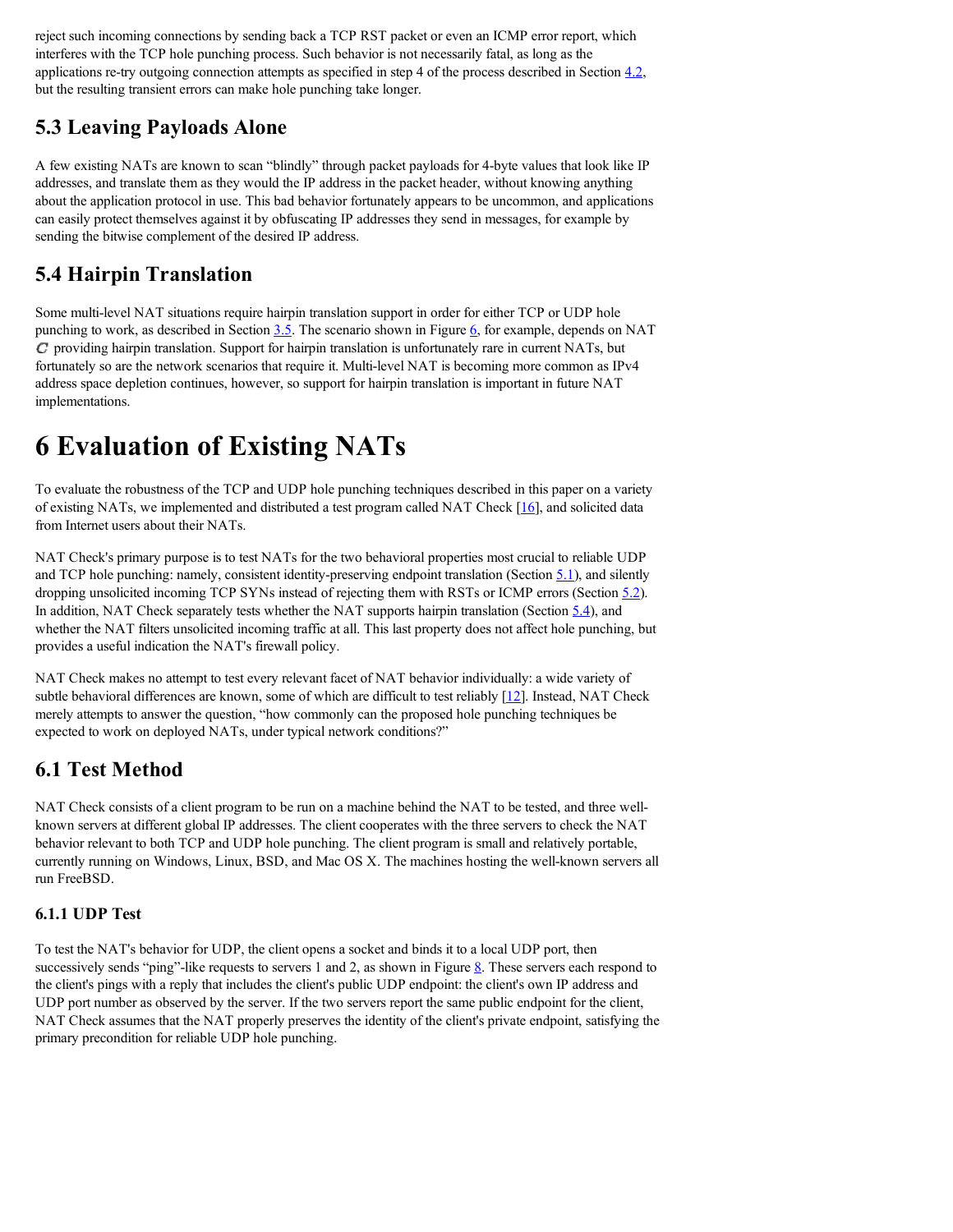reject such incoming connections by sending back a TCP RST packet or even an ICMP error report, which interferes with the TCP hole punching process. Such behavior is not necessarily fatal, as long as the applications re-try outgoing connection attempts as specified in step 4 of the process described in Section 4.2, but the resulting transient errors can make hole punching take longer.

## 5.3 Leaving Payloads Alone

A few existing NATs are known to scan "blindly" through packet payloads for 4-byte values that look like IP addresses, and translate them as they would the IP address in the packet header, without knowing anything about the application protocol in use. This bad behavior fortunately appears to be uncommon, and applications can easily protect themselves against it by obfuscating IP addresses they send in messages, for example by sending the bitwise complement of the desired IP address.

## 5.4 Hairpin Translation

Some multi-level NAT situations require hairpin translation support in order for either TCP or UDP hole punching to work, as described in Section 3.5. The scenario shown in Figure 6, for example, depends on NAT *C* providing hairpin translation. Support for hairpin translation is unfortunately rare in current NATs, but fortunately so are the network scenarios that require it. Multi-level NAT is becoming more common as IPv4 address space depletion continues, however, so support for hairpin translation is important in future NAT implementations.

# 6 Evaluation of Existing NATs

To evaluate the robustness of the TCP and UDP hole punching techniques described in this paper on a variety of existing NATs, we implemented and distributed a test program called NAT Check [16], and solicited data from Internet users about their NATs.

NAT Check's primary purpose is to test NATs for the two behavioral properties most crucial to reliable UDP and TCP hole punching: namely, consistent identity-preserving endpoint translation (Section 5.1), and silently dropping unsolicited incoming TCP SYNs instead of rejecting them with RSTs or ICMP errors (Section 5.2). In addition, NAT Check separately tests whether the NAT supports hairpin translation (Section 5.4), and whether the NAT filters unsolicited incoming traffic at all. This last property does not affect hole punching, but provides a useful indication the NAT's firewall policy.

NAT Check makes no attempt to test every relevant facet of NAT behavior individually: a wide variety of subtle behavioral differences are known, some of which are difficult to test reliably [12]. Instead, NAT Check merely attempts to answer the question, "how commonly can the proposed hole punching techniques be expected to work on deployed NATs, under typical network conditions?"

## 6.1 Test Method

NAT Check consists of a client program to be run on a machine behind the NAT to be tested, and three well-known servers at different global IP addresses. The client cooperates with the three servers to check the NAT behavior relevant to both TCP and UDP hole punching. The client program is small and relatively portable, currently running on Windows, Linux, BSD, and Mac OS X. The machines hosting the well-known servers all run FreeBSD.

### 6.1.1 UDP Test

To test the NAT's behavior for UDP, the client opens a socket and binds it to a local UDP port, then successively sends "ping"-like requests to servers 1 and 2, as shown in Figure 8. These servers each respond to the client's pings with a reply that includes the client's public UDP endpoint: the client's own IP address and UDP port number as observed by the server. If the two servers report the same public endpoint for the client, NAT Check assumes that the NAT properly preserves the identity of the client's private endpoint, satisfying the primary precondition for reliable UDP hole punching.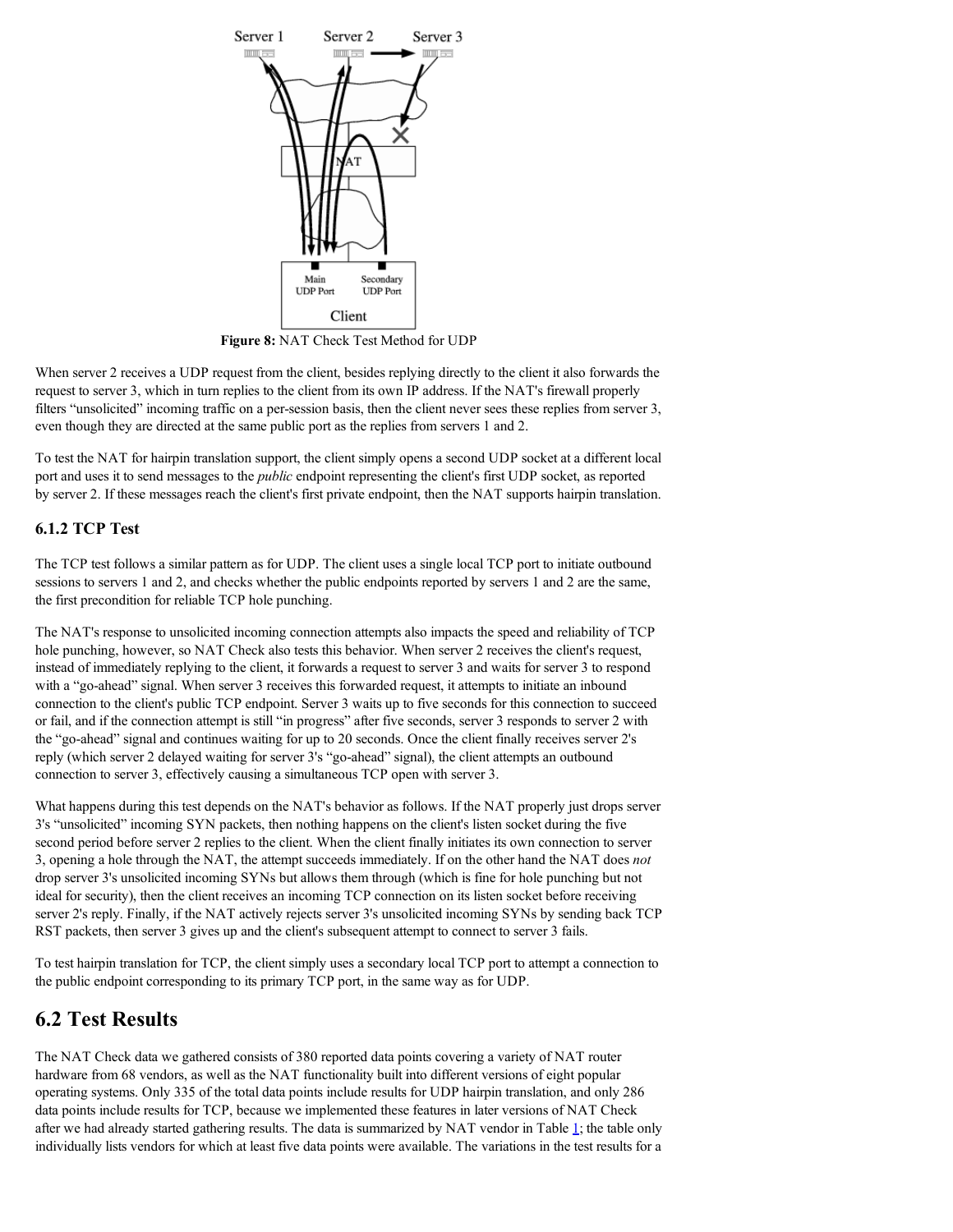**Figure 8:** NAT Check Test Method for UDP

When server 2 receives a UDP request from the client, besides replying directly to the client it also forwards the request to server 3, which in turn replies to the client from its own IP address. If the NAT's firewall properly filters "unsolicited" incoming traffic on a per-session basis, then the client never sees these replies from server 3, even though they are directed at the same public port as the replies from servers 1 and 2.

To test the NAT for hairpin translation support, the client simply opens a second UDP socket at a different local port and uses it to send messages to the *public* endpoint representing the client's first UDP socket, as reported by server 2. If these messages reach the client's first private endpoint, then the NAT supports hairpin translation.

### 6.1.2 TCP Test

The TCP test follows a similar pattern as for UDP. The client uses a single local TCP port to initiate outbound sessions to servers 1 and 2, and checks whether the public endpoints reported by servers 1 and 2 are the same, the first precondition for reliable TCP hole punching.

The NAT's response to unsolicited incoming connection attempts also impacts the speed and reliability of TCP hole punching, however, so NAT Check also tests this behavior. When server 2 receives the client's request, instead of immediately replying to the client, it forwards a request to server 3 and waits for server 3 to respond with a "go-ahead" signal. When server 3 receives this forwarded request, it attempts to initiate an inbound connection to the client's public TCP endpoint. Server 3 waits up to five seconds for this connection to succeed or fail, and if the connection attempt is still "in progress" after five seconds, server 3 responds to server 2 with the "go-ahead" signal and continues waiting for up to 20 seconds. Once the client finally receives server 2's reply (which server 2 delayed waiting for server 3's "go-ahead" signal), the client attempts an outbound connection to server 3, effectively causing a simultaneous TCP open with server 3.

What happens during this test depends on the NAT's behavior as follows. If the NAT properly just drops server 3's "unsolicited" incoming SYN packets, then nothing happens on the client's listen socket during the five second period before server 2 replies to the client. When the client finally initiates its own connection to server 3, opening a hole through the NAT, the attempt succeeds immediately. If on the other hand the NAT does *not* drop server 3's unsolicited incoming SYNs but allows them through (which is fine for hole punching but not ideal for security), then the client receives an incoming TCP connection on its listen socket before receiving server 2's reply. Finally, if the NAT actively rejects server 3's unsolicited incoming SYNs by sending back TCP RST packets, then server 3 gives up and the client's subsequent attempt to connect to server 3 fails.

To test hairpin translation for TCP, the client simply uses a secondary local TCP port to attempt a connection to the public endpoint corresponding to its primary TCP port, in the same way as for UDP.

## 6.2 Test Results

The NAT Check data we gathered consists of 380 reported data points covering a variety of NAT router hardware from 68 vendors, as well as the NAT functionality built into different versions of eight popular operating systems. Only 335 of the total data points include results for UDP hairpin translation, and only 286 data points include results for TCP, because we implemented these features in later versions of NAT Check after we had already started gathering results. The data is summarized by NAT vendor in Table 1; the table only individually lists vendors for which at least five data points were available. The variations in the test results for a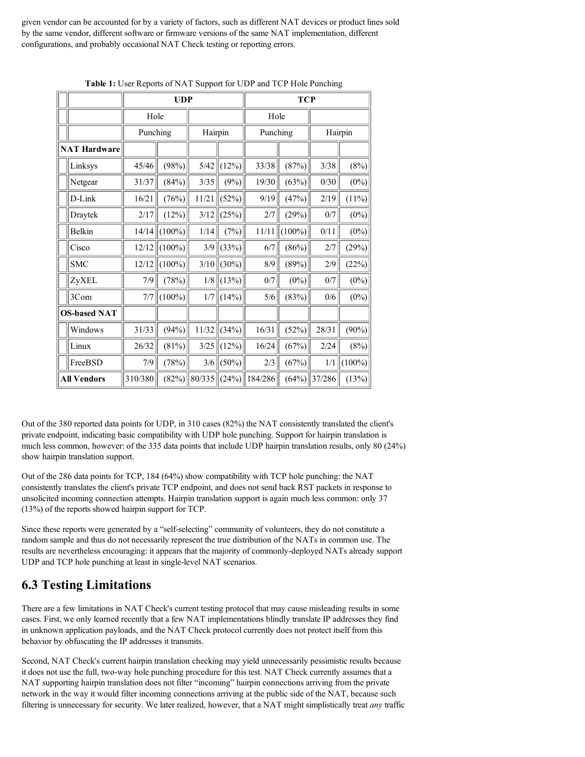given vendor can be accounted for by a variety of factors, such as different NAT devices or product lines sold by the same vendor, different software or firmware versions of the same NAT implementation, different configurations, and probably occasional NAT Check testing or reporting errors.

**Table 1:** User Reports of NAT Support for UDP and TCP Hole Punching

| | UDP | | | | TCP | | | |
|---|---|---|---|---|---|---|---|---|
| | Hole Punching | | Hairpin | | Hole Punching | | Hairpin | |
| **NAT Hardware** | | | | | | | | |
| Linksys | 45/46 | (98%) | 5/42 | (12%) | 33/38 | (87%) | 3/38 | (8%) |
| Netgear | 31/37 | (84%) | 3/35 | (9%) | 19/30 | (63%) | 0/30 | (0%) |
| D-Link | 16/21 | (76%) | 11/21 | (52%) | 9/19 | (47%) | 2/19 | (11%) |
| Draytek | 2/17 | (12%) | 3/12 | (25%) | 2/7 | (29%) | 0/7 | (0%) |
| Belkin | 14/14 | (100%) | 1/14 | (7%) | 11/11 | (100%) | 0/11 | (0%) |
| Cisco | 12/12 | (100%) | 3/9 | (33%) | 6/7 | (86%) | 2/7 | (29%) |
| SMC | 12/12 | (100%) | 3/10 | (30%) | 8/9 | (89%) | 2/9 | (22%) |
| ZyXEL | 7/9 | (78%) | 1/8 | (13%) | 0/7 | (0%) | 0/7 | (0%) |
| 3Com | 7/7 | (100%) | 1/7 | (14%) | 5/6 | (83%) | 0/6 | (0%) |
| **OS-based NAT** | | | | | | | | |
| Windows | 31/33 | (94%) | 11/32 | (34%) | 16/31 | (52%) | 28/31 | (90%) |
| Linux | 26/32 | (81%) | 3/25 | (12%) | 16/24 | (67%) | 2/24 | (8%) |
| FreeBSD | 7/9 | (78%) | 3/6 | (50%) | 2/3 | (67%) | 1/1 | (100%) |
| **All Vendors** | 310/380 | (82%) | 80/335 | (24%) | 184/286 | (64%) | 37/286 | (13%) |

Out of the 380 reported data points for UDP, in 310 cases (82%) the NAT consistently translated the client's private endpoint, indicating basic compatibility with UDP hole punching. Support for hairpin translation is much less common, however: of the 335 data points that include UDP hairpin translation results, only 80 (24%) show hairpin translation support.

Out of the 286 data points for TCP, 184 (64%) show compatibility with TCP hole punching: the NAT consistently translates the client's private TCP endpoint, and does not send back RST packets in response to unsolicited incoming connection attempts. Hairpin translation support is again much less common: only 37 (13%) of the reports showed hairpin support for TCP.

Since these reports were generated by a "self-selecting" community of volunteers, they do not constitute a random sample and thus do not necessarily represent the true distribution of the NATs in common use. The results are nevertheless encouraging: it appears that the majority of commonly-deployed NATs already support UDP and TCP hole punching at least in single-level NAT scenarios.

## 6.3 Testing Limitations

There are a few limitations in NAT Check's current testing protocol that may cause misleading results in some cases. First, we only learned recently that a few NAT implementations blindly translate IP addresses they find in unknown application payloads, and the NAT Check protocol currently does not protect itself from this behavior by obfuscating the IP addresses it transmits.

Second, NAT Check's current hairpin translation checking may yield unnecessarily pessimistic results because it does not use the full, two-way hole punching procedure for this test. NAT Check currently assumes that a NAT supporting hairpin translation does not filter "incoming" hairpin connections arriving from the private network in the way it would filter incoming connections arriving at the public side of the NAT, because such filtering is unnecessary for security. We later realized, however, that a NAT might simplistically treat *any* traffic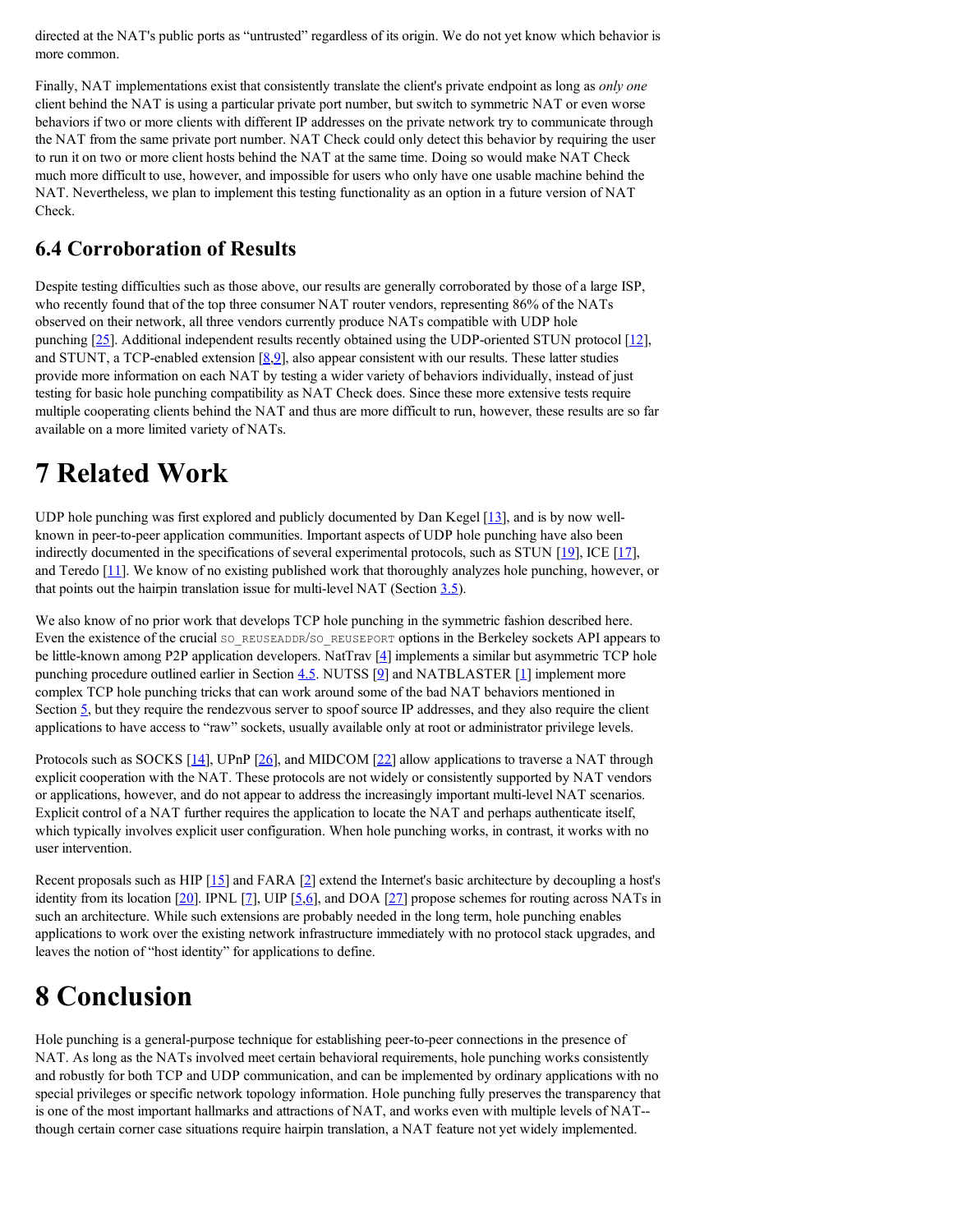directed at the NAT's public ports as "untrusted" regardless of its origin. We do not yet know which behavior is more common.

Finally, NAT implementations exist that consistently translate the client's private endpoint as long as *only one* client behind the NAT is using a particular private port number, but switch to symmetric NAT or even worse behaviors if two or more clients with different IP addresses on the private network try to communicate through the NAT from the same private port number. NAT Check could only detect this behavior by requiring the user to run it on two or more client hosts behind the NAT at the same time. Doing so would make NAT Check much more difficult to use, however, and impossible for users who only have one usable machine behind the NAT. Nevertheless, we plan to implement this testing functionality as an option in a future version of NAT Check.

## 6.4 Corroboration of Results

Despite testing difficulties such as those above, our results are generally corroborated by those of a large ISP, who recently found that of the top three consumer NAT router vendors, representing 86% of the NATs observed on their network, all three vendors currently produce NATs compatible with UDP hole punching [25]. Additional independent results recently obtained using the UDP-oriented STUN protocol [12], and STUNT, a TCP-enabled extension [8,9], also appear consistent with our results. These latter studies provide more information on each NAT by testing a wider variety of behaviors individually, instead of just testing for basic hole punching compatibility as NAT Check does. Since these more extensive tests require multiple cooperating clients behind the NAT and thus are more difficult to run, however, these results are so far available on a more limited variety of NATs.

# 7 Related Work

UDP hole punching was first explored and publicly documented by Dan Kegel [13], and is by now well-known in peer-to-peer application communities. Important aspects of UDP hole punching have also been indirectly documented in the specifications of several experimental protocols, such as STUN [19], ICE [17], and Teredo [11]. We know of no existing published work that thoroughly analyzes hole punching, however, or that points out the hairpin translation issue for multi-level NAT (Section 3.5).

We also know of no prior work that develops TCP hole punching in the symmetric fashion described here. Even the existence of the crucial `SO_REUSEADDR`/`SO_REUSEPORT` options in the Berkeley sockets API appears to be little-known among P2P application developers. NatTrav [4] implements a similar but asymmetric TCP hole punching procedure outlined earlier in Section 4.5. NUTSS [9] and NATBLASTER [1] implement more complex TCP hole punching tricks that can work around some of the bad NAT behaviors mentioned in Section 5, but they require the rendezvous server to spoof source IP addresses, and they also require the client applications to have access to "raw" sockets, usually available only at root or administrator privilege levels.

Protocols such as SOCKS [14], UPnP [26], and MIDCOM [22] allow applications to traverse a NAT through explicit cooperation with the NAT. These protocols are not widely or consistently supported by NAT vendors or applications, however, and do not appear to address the increasingly important multi-level NAT scenarios. Explicit control of a NAT further requires the application to locate the NAT and perhaps authenticate itself, which typically involves explicit user configuration. When hole punching works, in contrast, it works with no user intervention.

Recent proposals such as HIP [15] and FARA [2] extend the Internet's basic architecture by decoupling a host's identity from its location [20]. IPNL [7], UIP [5,6], and DOA [27] propose schemes for routing across NATs in such an architecture. While such extensions are probably needed in the long term, hole punching enables applications to work over the existing network infrastructure immediately with no protocol stack upgrades, and leaves the notion of "host identity" for applications to define.

# 8 Conclusion

Hole punching is a general-purpose technique for establishing peer-to-peer connections in the presence of NAT. As long as the NATs involved meet certain behavioral requirements, hole punching works consistently and robustly for both TCP and UDP communication, and can be implemented by ordinary applications with no special privileges or specific network topology information. Hole punching fully preserves the transparency that is one of the most important hallmarks and attractions of NAT, and works even with multiple levels of NAT--though certain corner case situations require hairpin translation, a NAT feature not yet widely implemented.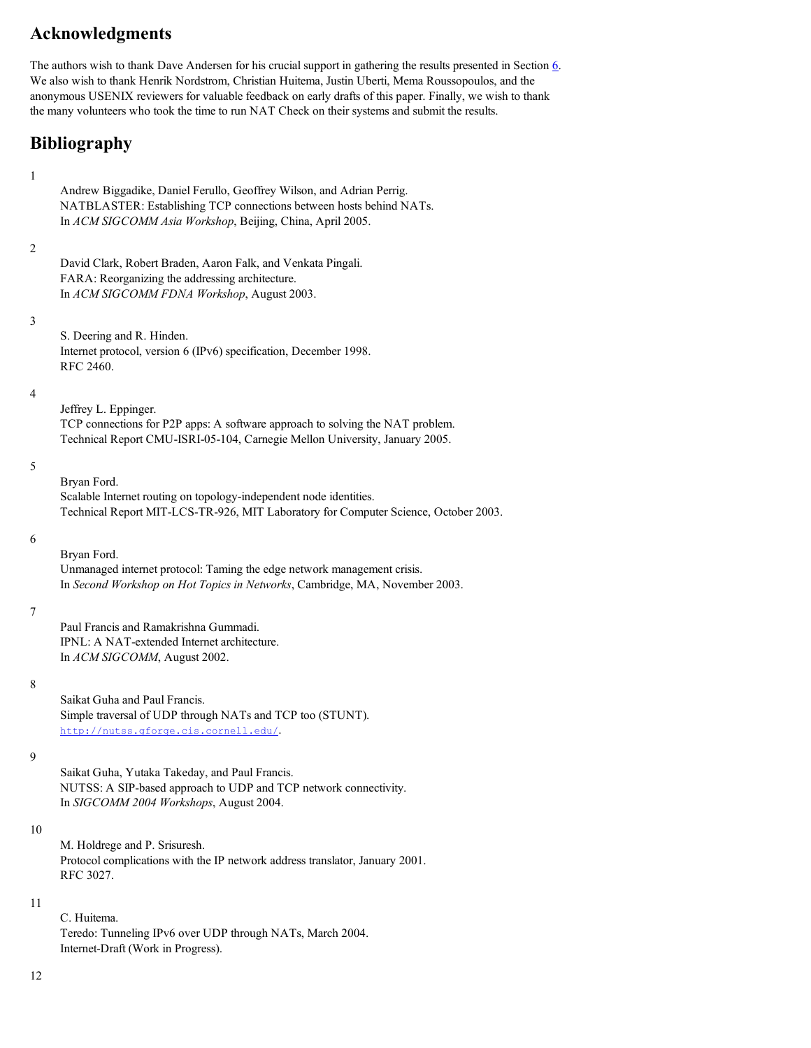## Acknowledgments

The authors wish to thank Dave Andersen for his crucial support in gathering the results presented in Section 6. We also wish to thank Henrik Nordstrom, Christian Huitema, Justin Uberti, Mema Roussopoulos, and the anonymous USENIX reviewers for valuable feedback on early drafts of this paper. Finally, we wish to thank the many volunteers who took the time to run NAT Check on their systems and submit the results.

## Bibliography

1
: Andrew Biggadike, Daniel Ferullo, Geoffrey Wilson, and Adrian Perrig.
NATBLASTER: Establishing TCP connections between hosts behind NATs.
In *ACM SIGCOMM Asia Workshop*, Beijing, China, April 2005.

2
: David Clark, Robert Braden, Aaron Falk, and Venkata Pingali.
FARA: Reorganizing the addressing architecture.
In *ACM SIGCOMM FDNA Workshop*, August 2003.

3
: S. Deering and R. Hinden.
Internet protocol, version 6 (IPv6) specification, December 1998.
RFC 2460.

4
: Jeffrey L. Eppinger.
TCP connections for P2P apps: A software approach to solving the NAT problem.
Technical Report CMU-ISRI-05-104, Carnegie Mellon University, January 2005.

5
: Bryan Ford.
Scalable Internet routing on topology-independent node identities.
Technical Report MIT-LCS-TR-926, MIT Laboratory for Computer Science, October 2003.

6
: Bryan Ford.
Unmanaged internet protocol: Taming the edge network management crisis.
In *Second Workshop on Hot Topics in Networks*, Cambridge, MA, November 2003.

7
: Paul Francis and Ramakrishna Gummadi.
IPNL: A NAT-extended Internet architecture.
In *ACM SIGCOMM*, August 2002.

8
: Saikat Guha and Paul Francis.
Simple traversal of UDP through NATs and TCP too (STUNT).
http://nutss.gforge.cis.cornell.edu/.

9
: Saikat Guha, Yutaka Takeday, and Paul Francis.
NUTSS: A SIP-based approach to UDP and TCP network connectivity.
In *SIGCOMM 2004 Workshops*, August 2004.

10
: M. Holdrege and P. Srisuresh.
Protocol complications with the IP network address translator, January 2001.
RFC 3027.

11
: C. Huitema.
Teredo: Tunneling IPv6 over UDP through NATs, March 2004.
Internet-Draft (Work in Progress).

12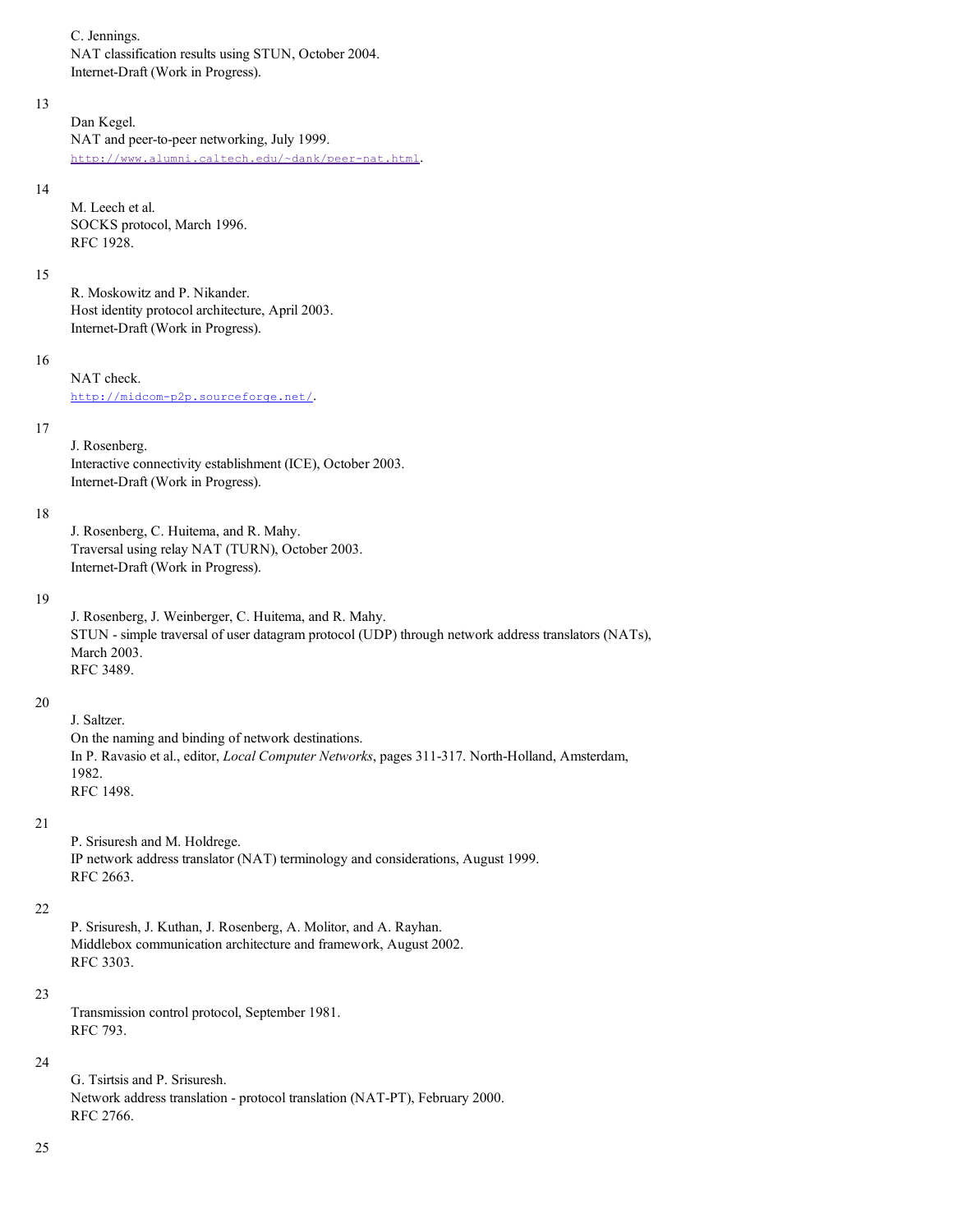C. Jennings.
NAT classification results using STUN, October 2004.
Internet-Draft (Work in Progress).

13

Dan Kegel.
NAT and peer-to-peer networking, July 1999.
http://www.alumni.caltech.edu/~dank/peer-nat.html.

14

M. Leech et al.
SOCKS protocol, March 1996.
RFC 1928.

15

R. Moskowitz and P. Nikander.
Host identity protocol architecture, April 2003.
Internet-Draft (Work in Progress).

16

NAT check.
http://midcom-p2p.sourceforge.net/.

17

J. Rosenberg.
Interactive connectivity establishment (ICE), October 2003.
Internet-Draft (Work in Progress).

18

J. Rosenberg, C. Huitema, and R. Mahy.
Traversal using relay NAT (TURN), October 2003.
Internet-Draft (Work in Progress).

19

J. Rosenberg, J. Weinberger, C. Huitema, and R. Mahy.
STUN - simple traversal of user datagram protocol (UDP) through network address translators (NATs), March 2003.
RFC 3489.

20

J. Saltzer.
On the naming and binding of network destinations.
In P. Ravasio et al., editor, *Local Computer Networks*, pages 311-317. North-Holland, Amsterdam, 1982.
RFC 1498.

21

P. Srisuresh and M. Holdrege.
IP network address translator (NAT) terminology and considerations, August 1999.
RFC 2663.

22

P. Srisuresh, J. Kuthan, J. Rosenberg, A. Molitor, and A. Rayhan.
Middlebox communication architecture and framework, August 2002.
RFC 3303.

23

Transmission control protocol, September 1981.
RFC 793.

24

G. Tsirtsis and P. Srisuresh.
Network address translation - protocol translation (NAT-PT), February 2000.
RFC 2766.

25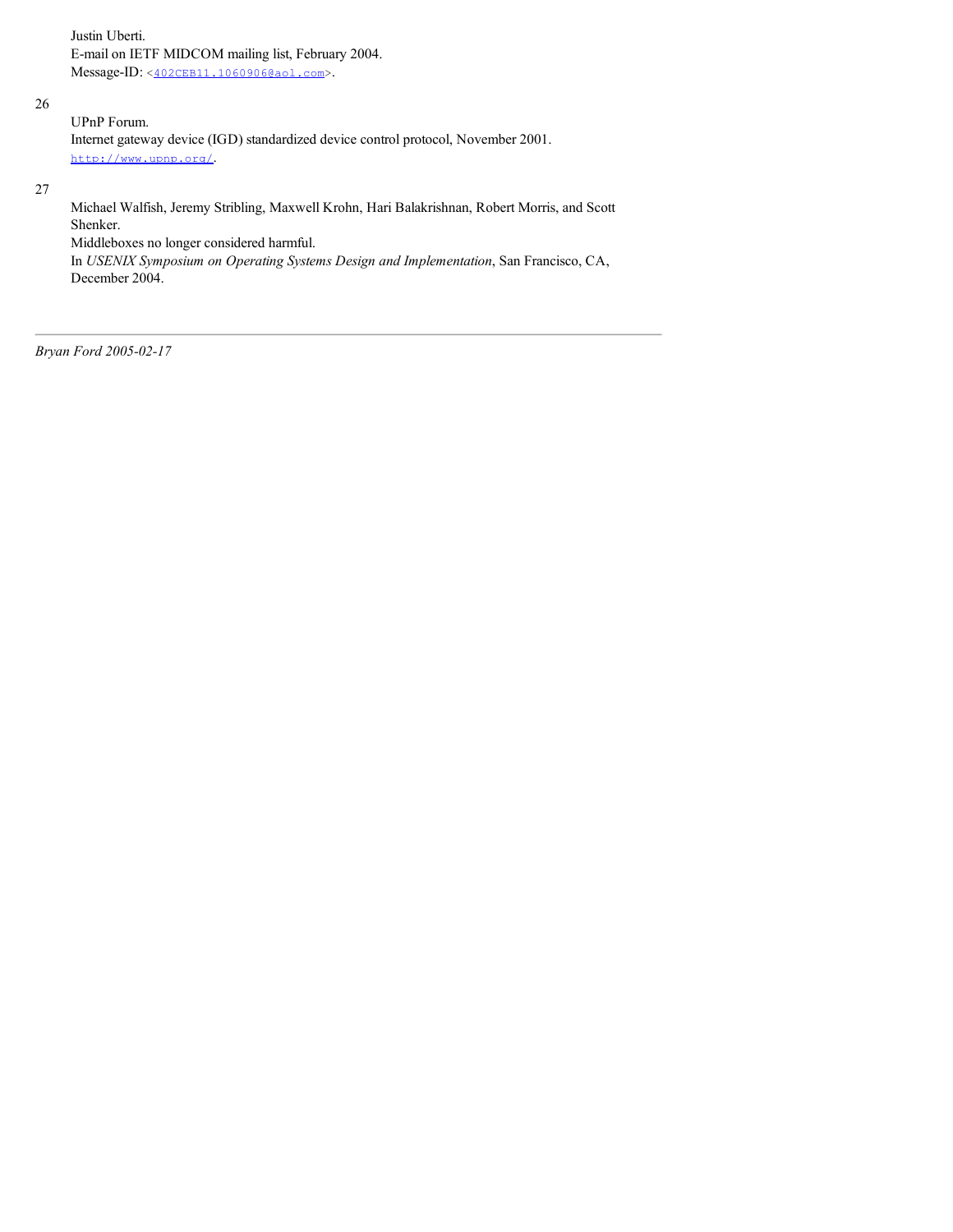Justin Uberti.
E-mail on IETF MIDCOM mailing list, February 2004.
Message-ID: <402CEB11.1060906@aol.com>.

26

UPnP Forum.
Internet gateway device (IGD) standardized device control protocol, November 2001.
http://www.upnp.org/.

27

Michael Walfish, Jeremy Stribling, Maxwell Krohn, Hari Balakrishnan, Robert Morris, and Scott Shenker.
Middleboxes no longer considered harmful.
In *USENIX Symposium on Operating Systems Design and Implementation*, San Francisco, CA, December 2004.

---

*Bryan Ford 2005-02-17*